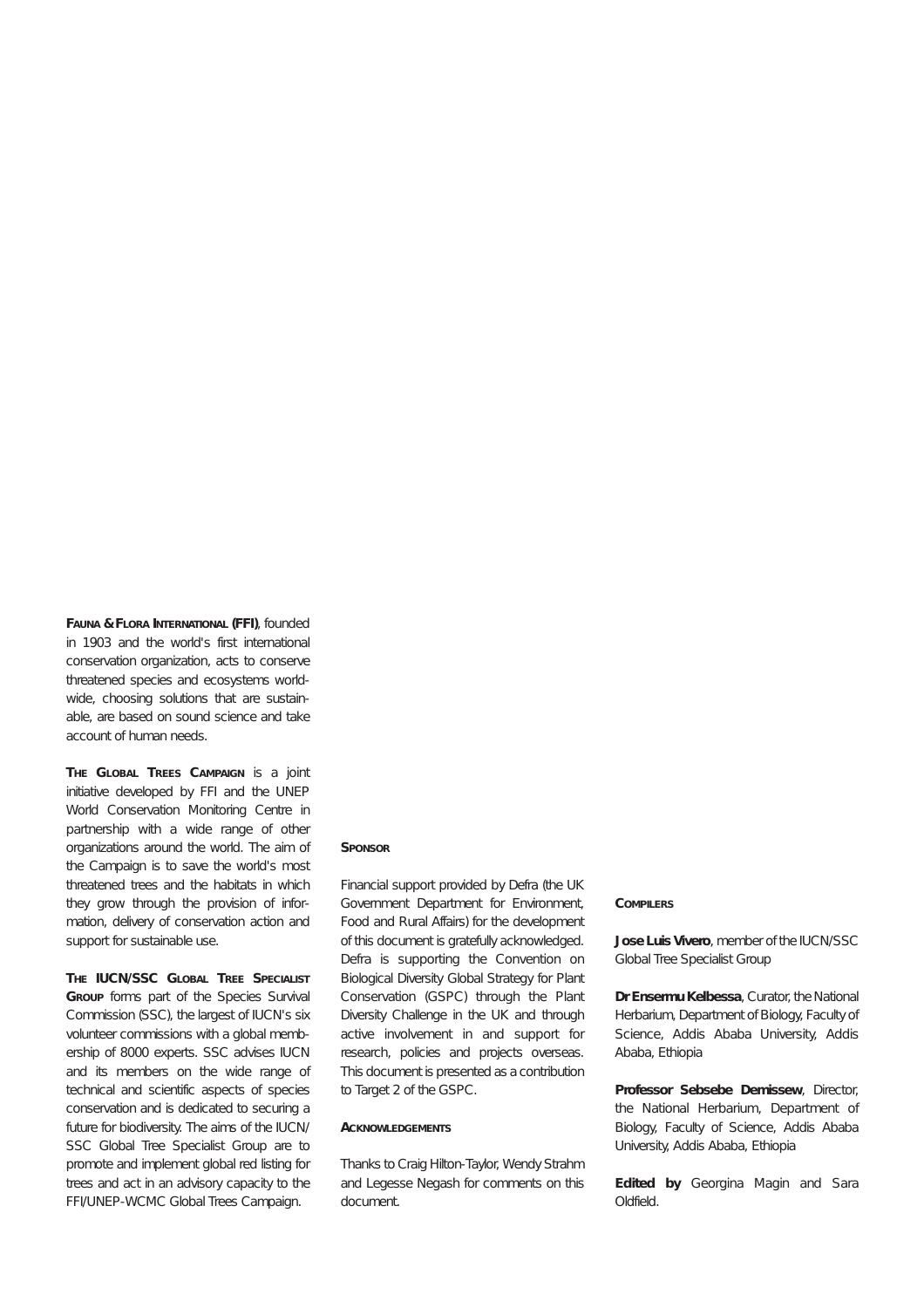**Fauna & Flora International (FFI)**, founded in 1903 and the world's first international conservation organization, acts to conserve threatened species and ecosystems worldwide, choosing solutions that are sustainable, are based on sound science and take account of human needs.

**The Global Trees Campaign** is a joint initiative developed by FFI and the UNEP World Conservation Monitoring Centre in partnership with a wide range of other organizations around the world. The aim of the Campaign is to save the world's most threatened trees and the habitats in which they grow through the provision of information, delivery of conservation action and support for sustainable use.

**The IUCN/SSC Global Tree Specialist Group** forms part of the Species Survival Commission (SSC), the largest of IUCN's six volunteer commissions with a global membership of 8000 experts. SSC advises IUCN and its members on the wide range of technical and scientific aspects of species conservation and is dedicated to securing a future for biodiversity. The aims of the IUCN/SSC Global Tree Specialist Group are to promote and implement global red listing for trees and act in an advisory capacity to the FFI/UNEP-WCMC Global Trees Campaign.

**Sponsor**

Financial support provided by Defra (the UK Government Department for Environment, Food and Rural Affairs) for the development of this document is gratefully acknowledged. Defra is supporting the Convention on Biological Diversity Global Strategy for Plant Conservation (GSPC) through the Plant Diversity Challenge in the UK and through active involvement in and support for research, policies and projects overseas. This document is presented as a contribution to Target 2 of the GSPC.

**Acknowledgements**

Thanks to Craig Hilton-Taylor, Wendy Strahm and Legesse Negash for comments on this document.

**Compilers**

**Jose Luis Vivero**, member of the IUCN/SSC Global Tree Specialist Group

**Dr Ensermu Kelbessa**, Curator, the National Herbarium, Department of Biology, Faculty of Science, Addis Ababa University, Addis Ababa, Ethiopia

**Professor Sebsebe Demissew**, Director, the National Herbarium, Department of Biology, Faculty of Science, Addis Ababa University, Addis Ababa, Ethiopia

**Edited by** Georgina Magin and Sara Oldfield.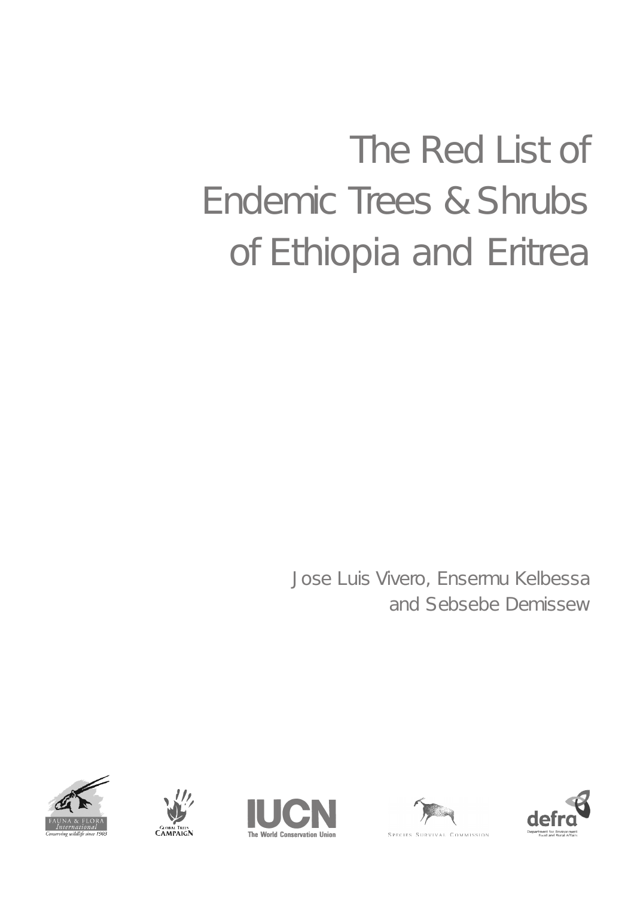# The Red List of Endemic Trees & Shrubs of Ethiopia and Eritrea

Jose Luis Vivero, Ensermu Kelbessa and Sebsebe Demissew

FAUNA & FLORA International — Conserving wildlife since 1903

GLOBAL TREES CAMPAIGN

IUCN — The World Conservation Union

SPECIES SURVIVAL COMMISSION

defra — Department for Environment Food and Rural Affairs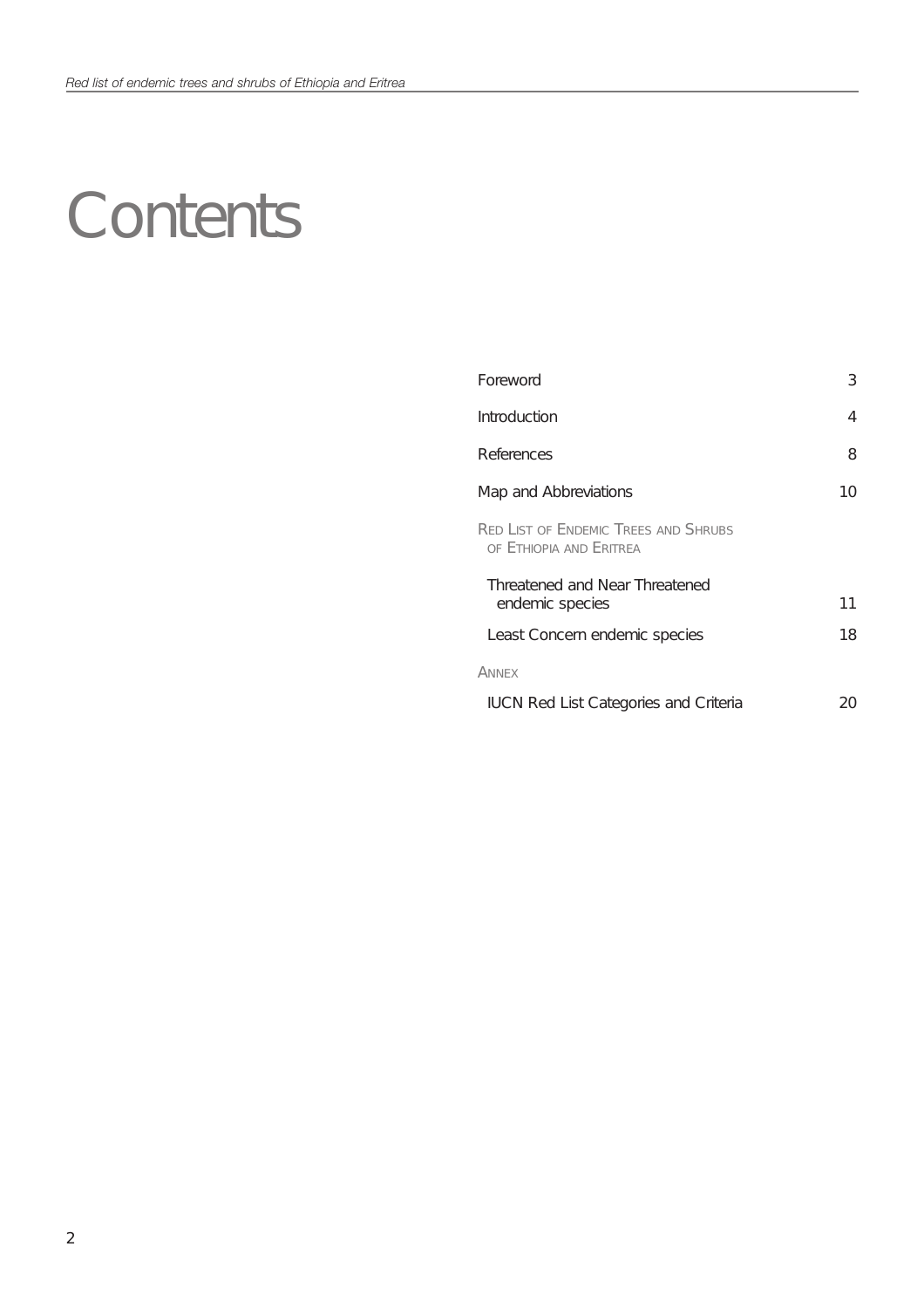# Contents

| | |
|---|---|
| Foreword | 3 |
| Introduction | 4 |
| References | 8 |
| Map and Abbreviations | 10 |
| RED LIST OF ENDEMIC TREES AND SHRUBS OF ETHIOPIA AND ERITREA | |
| Threatened and Near Threatened endemic species | 11 |
| Least Concern endemic species | 18 |
| ANNEX | |
| IUCN Red List Categories and Criteria | 20 |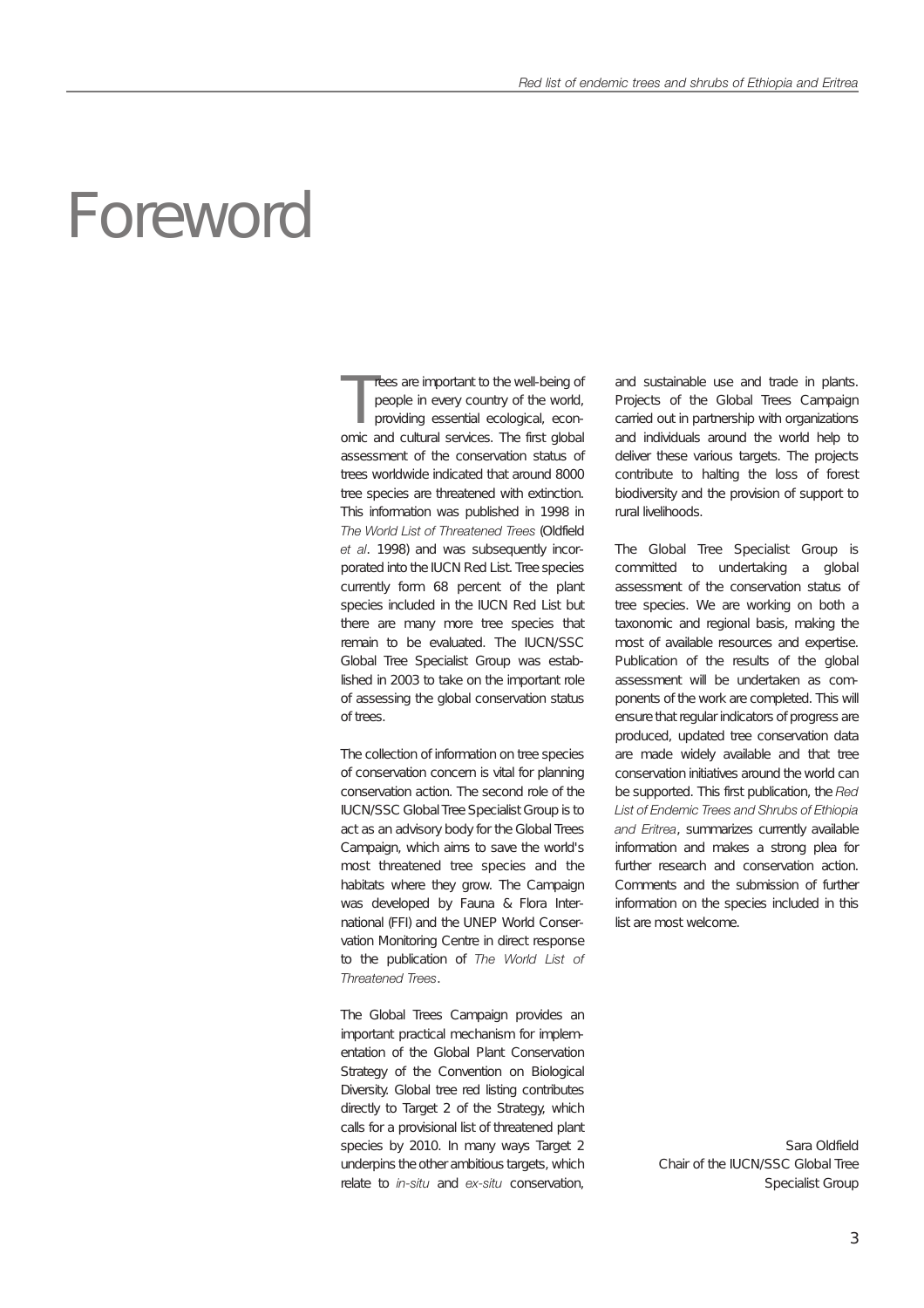# Foreword

Trees are important to the well-being of people in every country of the world, providing essential ecological, economic and cultural services. The first global assessment of the conservation status of trees worldwide indicated that around 8000 tree species are threatened with extinction. This information was published in 1998 in *The World List of Threatened Trees* (Oldfield *et al*. 1998) and was subsequently incorporated into the IUCN Red List. Tree species currently form 68 percent of the plant species included in the IUCN Red List but there are many more tree species that remain to be evaluated. The IUCN/SSC Global Tree Specialist Group was established in 2003 to take on the important role of assessing the global conservation status of trees.

The collection of information on tree species of conservation concern is vital for planning conservation action. The second role of the IUCN/SSC Global Tree Specialist Group is to act as an advisory body for the Global Trees Campaign, which aims to save the world's most threatened tree species and the habitats where they grow. The Campaign was developed by Fauna & Flora International (FFI) and the UNEP World Conservation Monitoring Centre in direct response to the publication of *The World List of Threatened Trees*.

The Global Trees Campaign provides an important practical mechanism for implementation of the Global Plant Conservation Strategy of the Convention on Biological Diversity. Global tree red listing contributes directly to Target 2 of the Strategy, which calls for a provisional list of threatened plant species by 2010. In many ways Target 2 underpins the other ambitious targets, which relate to *in-situ* and *ex-situ* conservation, and sustainable use and trade in plants. Projects of the Global Trees Campaign carried out in partnership with organizations and individuals around the world help to deliver these various targets. The projects contribute to halting the loss of forest biodiversity and the provision of support to rural livelihoods.

The Global Tree Specialist Group is committed to undertaking a global assessment of the conservation status of tree species. We are working on both a taxonomic and regional basis, making the most of available resources and expertise. Publication of the results of the global assessment will be undertaken as components of the work are completed. This will ensure that regular indicators of progress are produced, updated tree conservation data are made widely available and that tree conservation initiatives around the world can be supported. This first publication, the *Red List of Endemic Trees and Shrubs of Ethiopia and Eritrea*, summarizes currently available information and makes a strong plea for further research and conservation action. Comments and the submission of further information on the species included in this list are most welcome.

Sara Oldfield
Chair of the IUCN/SSC Global Tree Specialist Group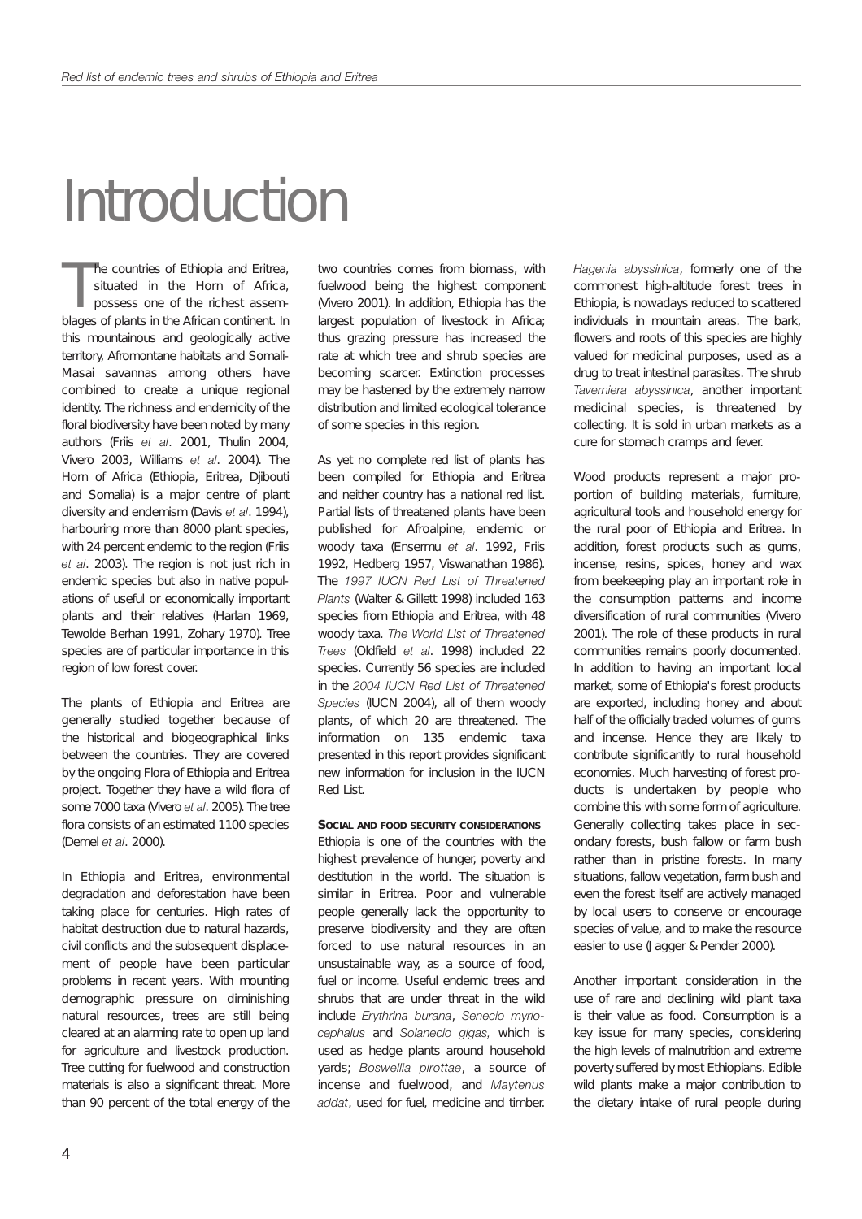# Introduction

The countries of Ethiopia and Eritrea, situated in the Horn of Africa, possess one of the richest assemblages of plants in the African continent. In this mountainous and geologically active territory, Afromontane habitats and Somali-Masai savannas among others have combined to create a unique regional identity. The richness and endemicity of the floral biodiversity have been noted by many authors (Friis *et al*. 2001, Thulin 2004, Vivero 2003, Williams *et al*. 2004). The Horn of Africa (Ethiopia, Eritrea, Djibouti and Somalia) is a major centre of plant diversity and endemism (Davis *et al*. 1994), harbouring more than 8000 plant species, with 24 percent endemic to the region (Friis *et al*. 2003). The region is not just rich in endemic species but also in native populations of useful or economically important plants and their relatives (Harlan 1969, Tewolde Berhan 1991, Zohary 1970). Tree species are of particular importance in this region of low forest cover.

The plants of Ethiopia and Eritrea are generally studied together because of the historical and biogeographical links between the countries. They are covered by the ongoing Flora of Ethiopia and Eritrea project. Together they have a wild flora of some 7000 taxa (Vivero *et al*. 2005). The tree flora consists of an estimated 1100 species (Demel *et al*. 2000).

In Ethiopia and Eritrea, environmental degradation and deforestation have been taking place for centuries. High rates of habitat destruction due to natural hazards, civil conflicts and the subsequent displacement of people have been particular problems in recent years. With mounting demographic pressure on diminishing natural resources, trees are still being cleared at an alarming rate to open up land for agriculture and livestock production. Tree cutting for fuelwood and construction materials is also a significant threat. More than 90 percent of the total energy of the two countries comes from biomass, with fuelwood being the highest component (Vivero 2001). In addition, Ethiopia has the largest population of livestock in Africa; thus grazing pressure has increased the rate at which tree and shrub species are becoming scarcer. Extinction processes may be hastened by the extremely narrow distribution and limited ecological tolerance of some species in this region.

As yet no complete red list of plants has been compiled for Ethiopia and Eritrea and neither country has a national red list. Partial lists of threatened plants have been published for Afroalpine, endemic or woody taxa (Ensermu *et al*. 1992, Friis 1992, Hedberg 1957, Viswanathan 1986). The *1997 IUCN Red List of Threatened Plants* (Walter & Gillett 1998) included 163 species from Ethiopia and Eritrea, with 48 woody taxa. *The World List of Threatened Trees* (Oldfield *et al*. 1998) included 22 species. Currently 56 species are included in the *2004 IUCN Red List of Threatened Species* (IUCN 2004), all of them woody plants, of which 20 are threatened. The information on 135 endemic taxa presented in this report provides significant new information for inclusion in the IUCN Red List.

## Social and food security considerations

Ethiopia is one of the countries with the highest prevalence of hunger, poverty and destitution in the world. The situation is similar in Eritrea. Poor and vulnerable people generally lack the opportunity to preserve biodiversity and they are often forced to use natural resources in an unsustainable way, as a source of food, fuel or income. Useful endemic trees and shrubs that are under threat in the wild include *Erythrina burana*, *Senecio myriocephalus* and *Solanecio gigas,* which is used as hedge plants around household yards; *Boswellia pirottae*, a source of incense and fuelwood, and *Maytenus addat*, used for fuel, medicine and timber. *Hagenia abyssinica*, formerly one of the commonest high-altitude forest trees in Ethiopia, is nowadays reduced to scattered individuals in mountain areas. The bark, flowers and roots of this species are highly valued for medicinal purposes, used as a drug to treat intestinal parasites. The shrub *Taverniera abyssinica*, another important medicinal species, is threatened by collecting. It is sold in urban markets as a cure for stomach cramps and fever.

Wood products represent a major proportion of building materials, furniture, agricultural tools and household energy for the rural poor of Ethiopia and Eritrea. In addition, forest products such as gums, incense, resins, spices, honey and wax from beekeeping play an important role in the consumption patterns and income diversification of rural communities (Vivero 2001). The role of these products in rural communities remains poorly documented. In addition to having an important local market, some of Ethiopia's forest products are exported, including honey and about half of the officially traded volumes of gums and incense. Hence they are likely to contribute significantly to rural household economies. Much harvesting of forest products is undertaken by people who combine this with some form of agriculture. Generally collecting takes place in secondary forests, bush fallow or farm bush rather than in pristine forests. In many situations, fallow vegetation, farm bush and even the forest itself are actively managed by local users to conserve or encourage species of value, and to make the resource easier to use (Jagger & Pender 2000).

Another important consideration in the use of rare and declining wild plant taxa is their value as food. Consumption is a key issue for many species, considering the high levels of malnutrition and extreme poverty suffered by most Ethiopians. Edible wild plants make a major contribution to the dietary intake of rural people during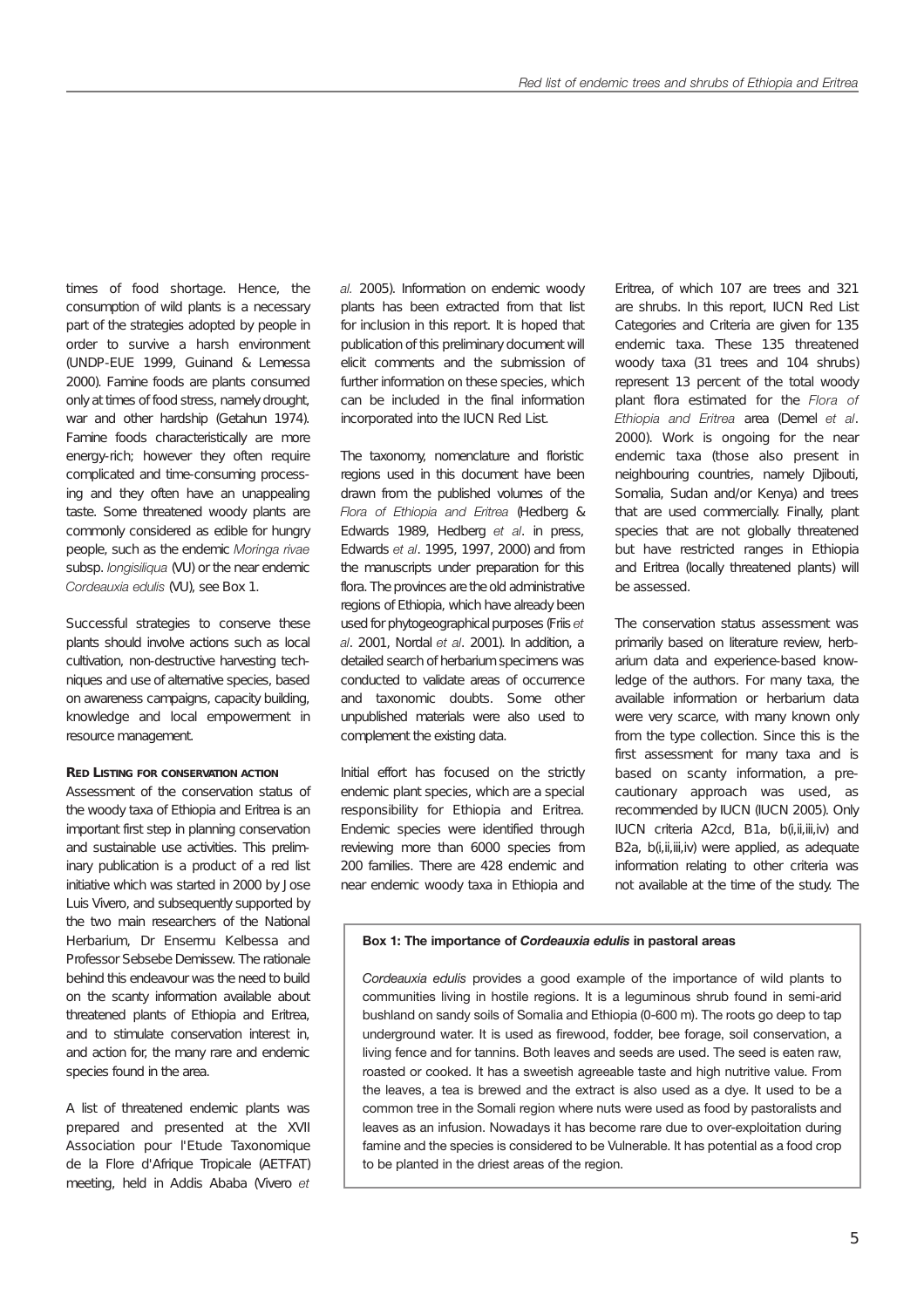times of food shortage. Hence, the consumption of wild plants is a necessary part of the strategies adopted by people in order to survive a harsh environment (UNDP-EUE 1999, Guinand & Lemessa 2000). Famine foods are plants consumed only at times of food stress, namely drought, war and other hardship (Getahun 1974). Famine foods characteristically are more energy-rich; however they often require complicated and time-consuming processing and they often have an unappealing taste. Some threatened woody plants are commonly considered as edible for hungry people, such as the endemic *Moringa rivae* subsp. *longisiliqua* (VU) or the near endemic *Cordeauxia edulis* (VU), see Box 1.

Successful strategies to conserve these plants should involve actions such as local cultivation, non-destructive harvesting techniques and use of alternative species, based on awareness campaigns, capacity building, knowledge and local empowerment in resource management.

**RED LISTING FOR CONSERVATION ACTION**

Assessment of the conservation status of the woody taxa of Ethiopia and Eritrea is an important first step in planning conservation and sustainable use activities. This preliminary publication is a product of a red list initiative which was started in 2000 by Jose Luis Vivero, and subsequently supported by the two main researchers of the National Herbarium, Dr Ensermu Kelbessa and Professor Sebsebe Demissew. The rationale behind this endeavour was the need to build on the scanty information available about threatened plants of Ethiopia and Eritrea, and to stimulate conservation interest in, and action for, the many rare and endemic species found in the area.

A list of threatened endemic plants was prepared and presented at the XVII Association pour l'Etude Taxonomique de la Flore d'Afrique Tropicale (AETFAT) meeting, held in Addis Ababa (Vivero *et al.* 2005). Information on endemic woody plants has been extracted from that list for inclusion in this report. It is hoped that publication of this preliminary document will elicit comments and the submission of further information on these species, which can be included in the final information incorporated into the IUCN Red List.

The taxonomy, nomenclature and floristic regions used in this document have been drawn from the published volumes of the *Flora of Ethiopia and Eritrea* (Hedberg & Edwards 1989, Hedberg *et al*. in press, Edwards *et al*. 1995, 1997, 2000) and from the manuscripts under preparation for this flora. The provinces are the old administrative regions of Ethiopia, which have already been used for phytogeographical purposes (Friis *et al*. 2001, Nordal *et al*. 2001). In addition, a detailed search of herbarium specimens was conducted to validate areas of occurrence and taxonomic doubts. Some other unpublished materials were also used to complement the existing data.

Initial effort has focused on the strictly endemic plant species, which are a special responsibility for Ethiopia and Eritrea. Endemic species were identified through reviewing more than 6000 species from 200 families. There are 428 endemic and near endemic woody taxa in Ethiopia and Eritrea, of which 107 are trees and 321 are shrubs. In this report, IUCN Red List Categories and Criteria are given for 135 endemic taxa. These 135 threatened woody taxa (31 trees and 104 shrubs) represent 13 percent of the total woody plant flora estimated for the *Flora of Ethiopia and Eritrea* area (Demel *et al*. 2000). Work is ongoing for the near endemic taxa (those also present in neighbouring countries, namely Djibouti, Somalia, Sudan and/or Kenya) and trees that are used commercially. Finally, plant species that are not globally threatened but have restricted ranges in Ethiopia and Eritrea (locally threatened plants) will be assessed.

The conservation status assessment was primarily based on literature review, herbarium data and experience-based knowledge of the authors. For many taxa, the available information or herbarium data were very scarce, with many known only from the type collection. Since this is the first assessment for many taxa and is based on scanty information, a precautionary approach was used, as recommended by IUCN (IUCN 2005). Only IUCN criteria A2cd, B1a, b(i,ii,iii,iv) and B2a, b(i,ii,iii,iv) were applied, as adequate information relating to other criteria was not available at the time of the study. The

**Box 1: The importance of *Cordeauxia edulis* in pastoral areas**

*Cordeauxia edulis* provides a good example of the importance of wild plants to communities living in hostile regions. It is a leguminous shrub found in semi-arid bushland on sandy soils of Somalia and Ethiopia (0-600 m). The roots go deep to tap underground water. It is used as firewood, fodder, bee forage, soil conservation, a living fence and for tannins. Both leaves and seeds are used. The seed is eaten raw, roasted or cooked. It has a sweetish agreeable taste and high nutritive value. From the leaves, a tea is brewed and the extract is also used as a dye. It used to be a common tree in the Somali region where nuts were used as food by pastoralists and leaves as an infusion. Nowadays it has become rare due to over-exploitation during famine and the species is considered to be Vulnerable. It has potential as a food crop to be planted in the driest areas of the region.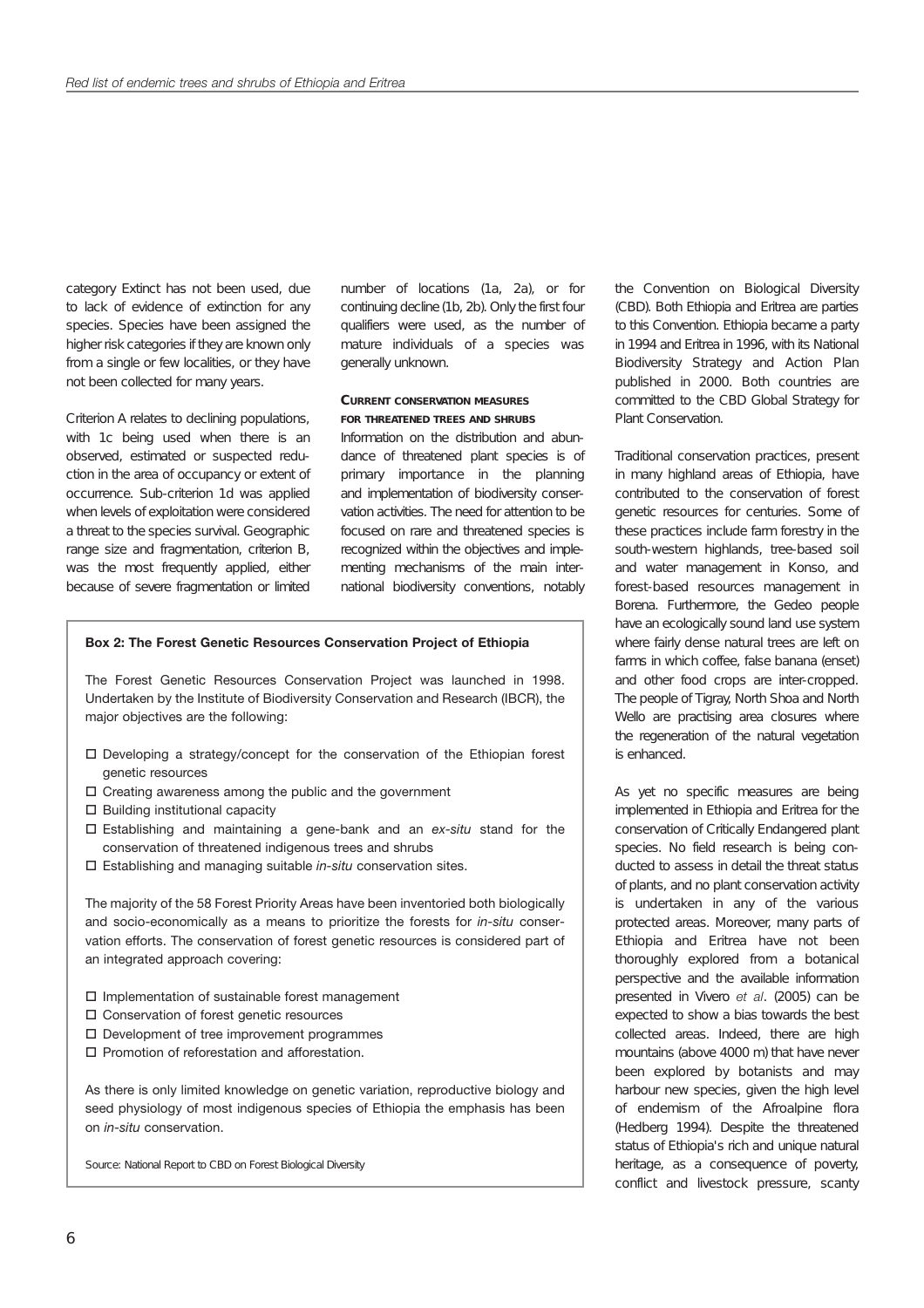category Extinct has not been used, due to lack of evidence of extinction for any species. Species have been assigned the higher risk categories if they are known only from a single or few localities, or they have not been collected for many years.

Criterion A relates to declining populations, with 1c being used when there is an observed, estimated or suspected reduction in the area of occupancy or extent of occurrence. Sub-criterion 1d was applied when levels of exploitation were considered a threat to the species survival. Geographic range size and fragmentation, criterion B, was the most frequently applied, either because of severe fragmentation or limited number of locations (1a, 2a), or for continuing decline (1b, 2b). Only the first four qualifiers were used, as the number of mature individuals of a species was generally unknown.

### Current conservation measures for threatened trees and shrubs

Information on the distribution and abundance of threatened plant species is of primary importance in the planning and implementation of biodiversity conservation activities. The need for attention to be focused on rare and threatened species is recognized within the objectives and implementing mechanisms of the main international biodiversity conventions, notably the Convention on Biological Diversity (CBD). Both Ethiopia and Eritrea are parties to this Convention. Ethiopia became a party in 1994 and Eritrea in 1996, with its National Biodiversity Strategy and Action Plan published in 2000. Both countries are committed to the CBD Global Strategy for Plant Conservation.

Traditional conservation practices, present in many highland areas of Ethiopia, have contributed to the conservation of forest genetic resources for centuries. Some of these practices include farm forestry in the south-western highlands, tree-based soil and water management in Konso, and forest-based resources management in Borena. Furthermore, the Gedeo people have an ecologically sound land use system where fairly dense natural trees are left on farms in which coffee, false banana (enset) and other food crops are inter-cropped. The people of Tigray, North Shoa and North Wello are practising area closures where the regeneration of the natural vegetation is enhanced.

As yet no specific measures are being implemented in Ethiopia and Eritrea for the conservation of Critically Endangered plant species. No field research is being conducted to assess in detail the threat status of plants, and no plant conservation activity is undertaken in any of the various protected areas. Moreover, many parts of Ethiopia and Eritrea have not been thoroughly explored from a botanical perspective and the available information presented in Vivero *et al*. (2005) can be expected to show a bias towards the best collected areas. Indeed, there are high mountains (above 4000 m) that have never been explored by botanists and may harbour new species, given the high level of endemism of the Afroalpine flora (Hedberg 1994). Despite the threatened status of Ethiopia's rich and unique natural heritage, as a consequence of poverty, conflict and livestock pressure, scanty

**Box 2: The Forest Genetic Resources Conservation Project of Ethiopia**

The Forest Genetic Resources Conservation Project was launched in 1998. Undertaken by the Institute of Biodiversity Conservation and Research (IBCR), the major objectives are the following:

- Developing a strategy/concept for the conservation of the Ethiopian forest genetic resources
- Creating awareness among the public and the government
- Building institutional capacity
- Establishing and maintaining a gene-bank and an *ex-situ* stand for the conservation of threatened indigenous trees and shrubs
- Establishing and managing suitable *in-situ* conservation sites.

The majority of the 58 Forest Priority Areas have been inventoried both biologically and socio-economically as a means to prioritize the forests for *in-situ* conservation efforts. The conservation of forest genetic resources is considered part of an integrated approach covering:

- Implementation of sustainable forest management
- Conservation of forest genetic resources
- Development of tree improvement programmes
- Promotion of reforestation and afforestation.

As there is only limited knowledge on genetic variation, reproductive biology and seed physiology of most indigenous species of Ethiopia the emphasis has been on *in-situ* conservation.

Source: National Report to CBD on Forest Biological Diversity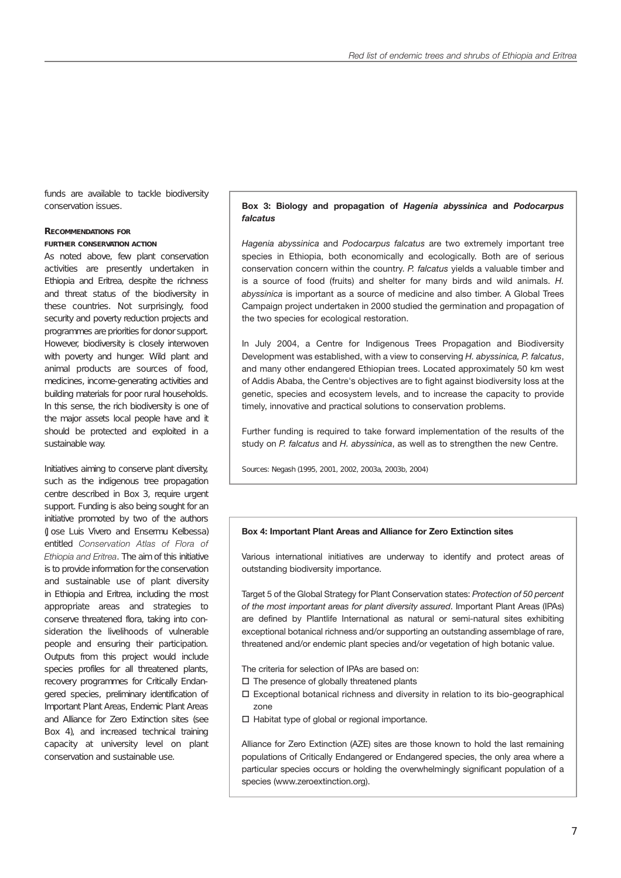funds are available to tackle biodiversity conservation issues.

### Recommendations for further conservation action

As noted above, few plant conservation activities are presently undertaken in Ethiopia and Eritrea, despite the richness and threat status of the biodiversity in these countries. Not surprisingly, food security and poverty reduction projects and programmes are priorities for donor support. However, biodiversity is closely interwoven with poverty and hunger. Wild plant and animal products are sources of food, medicines, income-generating activities and building materials for poor rural households. In this sense, the rich biodiversity is one of the major assets local people have and it should be protected and exploited in a sustainable way.

Initiatives aiming to conserve plant diversity, such as the indigenous tree propagation centre described in Box 3, require urgent support. Funding is also being sought for an initiative promoted by two of the authors (Jose Luis Vivero and Ensermu Kelbessa) entitled *Conservation Atlas of Flora of Ethiopia and Eritrea*. The aim of this initiative is to provide information for the conservation and sustainable use of plant diversity in Ethiopia and Eritrea, including the most appropriate areas and strategies to conserve threatened flora, taking into consideration the livelihoods of vulnerable people and ensuring their participation. Outputs from this project would include species profiles for all threatened plants, recovery programmes for Critically Endangered species, preliminary identification of Important Plant Areas, Endemic Plant Areas and Alliance for Zero Extinction sites (see Box 4), and increased technical training capacity at university level on plant conservation and sustainable use.

**Box 3: Biology and propagation of *Hagenia abyssinica* and *Podocarpus falcatus***

*Hagenia abyssinica* and *Podocarpus falcatus* are two extremely important tree species in Ethiopia, both economically and ecologically. Both are of serious conservation concern within the country. *P. falcatus* yields a valuable timber and is a source of food (fruits) and shelter for many birds and wild animals. *H. abyssinica* is important as a source of medicine and also timber. A Global Trees Campaign project undertaken in 2000 studied the germination and propagation of the two species for ecological restoration.

In July 2004, a Centre for Indigenous Trees Propagation and Biodiversity Development was established, with a view to conserving *H. abyssinica*, *P. falcatus*, and many other endangered Ethiopian trees. Located approximately 50 km west of Addis Ababa, the Centre's objectives are to fight against biodiversity loss at the genetic, species and ecosystem levels, and to increase the capacity to provide timely, innovative and practical solutions to conservation problems.

Further funding is required to take forward implementation of the results of the study on *P. falcatus* and *H. abyssinica*, as well as to strengthen the new Centre.

Sources: Negash (1995, 2001, 2002, 2003a, 2003b, 2004)

**Box 4: Important Plant Areas and Alliance for Zero Extinction sites**

Various international initiatives are underway to identify and protect areas of outstanding biodiversity importance.

Target 5 of the Global Strategy for Plant Conservation states: *Protection of 50 percent of the most important areas for plant diversity assured*. Important Plant Areas (IPAs) are defined by Plantlife International as natural or semi-natural sites exhibiting exceptional botanical richness and/or supporting an outstanding assemblage of rare, threatened and/or endemic plant species and/or vegetation of high botanic value.

The criteria for selection of IPAs are based on:

- The presence of globally threatened plants
- Exceptional botanical richness and diversity in relation to its bio-geographical zone
- Habitat type of global or regional importance.

Alliance for Zero Extinction (AZE) sites are those known to hold the last remaining populations of Critically Endangered or Endangered species, the only area where a particular species occurs or holding the overwhelmingly significant population of a species (www.zeroextinction.org).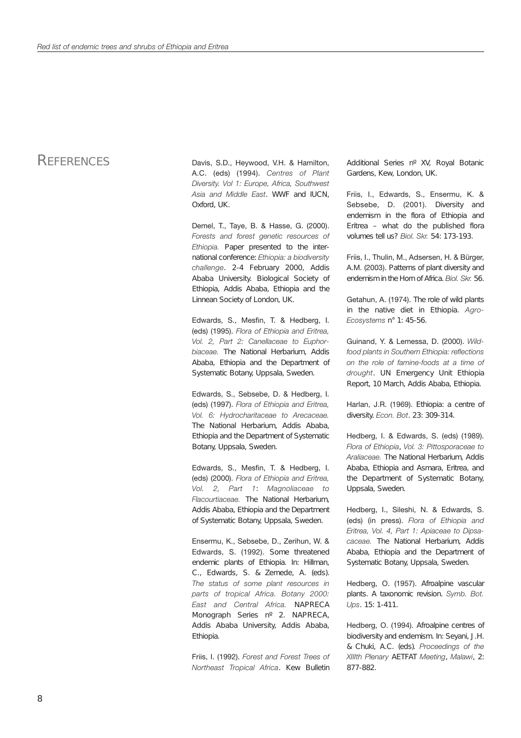# References

Davis, S.D., Heywood, V.H. & Hamilton, A.C. (eds) (1994). *Centres of Plant Diversity. Vol 1: Europe, Africa, Southwest Asia and Middle East*. WWF and IUCN, Oxford, UK.

Demel, T., Taye, B. & Hasse, G. (2000). *Forests and forest genetic resources of Ethiopia.* Paper presented to the international conference: *Ethiopia: a biodiversity challenge*. 2-4 February 2000, Addis Ababa University. Biological Society of Ethiopia, Addis Ababa, Ethiopia and the Linnean Society of London, UK.

Edwards, S., Mesfin, T. & Hedberg, I. (eds) (1995). *Flora of Ethiopia and Eritrea, Vol. 2, Part 2: Canellaceae to Euphorbiaceae.* The National Herbarium, Addis Ababa, Ethiopia and the Department of Systematic Botany, Uppsala, Sweden.

Edwards, S., Sebsebe, D. & Hedberg, I. (eds) (1997). *Flora of Ethiopia and Eritrea, Vol. 6: Hydrocharitaceae to Arecaceae.* The National Herbarium, Addis Ababa, Ethiopia and the Department of Systematic Botany, Uppsala, Sweden.

Edwards, S., Mesfin, T. & Hedberg, I. (eds) (2000). *Flora of Ethiopia and Eritrea, Vol. 2, Part 1: Magnoliaceae to Flacourtiaceae.* The National Herbarium, Addis Ababa, Ethiopia and the Department of Systematic Botany, Uppsala, Sweden.

Ensermu, K., Sebsebe, D., Zerihun, W. & Edwards, S. (1992). Some threatened endemic plants of Ethiopia. In: Hillman, C., Edwards, S. & Zemede, A. (eds). *The status of some plant resources in parts of tropical Africa. Botany 2000: East and Central Africa.* NAPRECA Monograph Series nº 2. NAPRECA, Addis Ababa University, Addis Ababa, Ethiopia.

Friis, I. (1992). *Forest and Forest Trees of Northeast Tropical Africa*. Kew Bulletin Additional Series nº XV, Royal Botanic Gardens, Kew, London, UK.

Friis, I., Edwards, S., Ensermu, K. & Sebsebe, D. (2001). Diversity and endemism in the flora of Ethiopia and Eritrea – what do the published flora volumes tell us? *Biol. Skr.* 54: 173-193.

Friis, I., Thulin, M., Adsersen, H. & Bürger, A.M. (2003). Patterns of plant diversity and endemism in the Horn of Africa. *Biol. Skr.* 56.

Getahun, A. (1974). The role of wild plants in the native diet in Ethiopia. *Agro-Ecosystems* n° 1: 45-56.

Guinand, Y. & Lemessa, D. (2000). *Wild-food plants in Southern Ethiopia: reflections on the role of famine-foods at a time of drought*. UN Emergency Unit Ethiopia Report, 10 March, Addis Ababa, Ethiopia.

Harlan, J.R. (1969). Ethiopia: a centre of diversity. *Econ. Bot*. 23: 309-314.

Hedberg, I. & Edwards, S. (eds) (1989). *Flora of Ethiopia, Vol. 3: Pittosporaceae to Araliaceae.* The National Herbarium, Addis Ababa, Ethiopia and Asmara, Eritrea, and the Department of Systematic Botany, Uppsala, Sweden.

Hedberg, I., Sileshi, N. & Edwards, S. (eds) (in press). *Flora of Ethiopia and Eritrea, Vol. 4, Part 1: Apiaceae to Dipsacaceae.* The National Herbarium, Addis Ababa, Ethiopia and the Department of Systematic Botany, Uppsala, Sweden.

Hedberg, O. (1957). Afroalpine vascular plants. A taxonomic revision. *Symb. Bot. Ups*. 15: 1-411.

Hedberg, O. (1994). Afroalpine centres of biodiversity and endemism. In: Seyani, J.H. & Chuki, A.C. (eds). *Proceedings of the XIIIth Plenary* AETFAT *Meeting*, *Malawi*, 2: 877-882.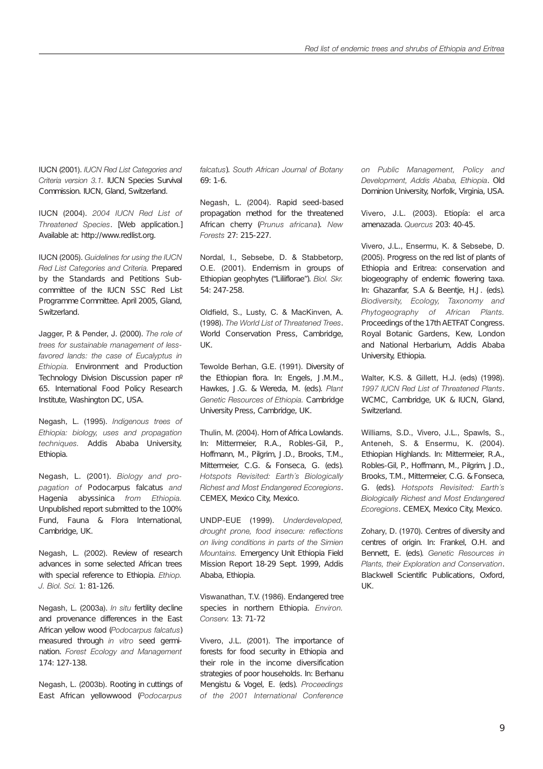IUCN (2001). *IUCN Red List Categories and Criteria version 3.1.* IUCN Species Survival Commission. IUCN, Gland, Switzerland.

IUCN (2004). *2004 IUCN Red List of Threatened Species*. [Web application.] Available at: http://www.redlist.org.

IUCN (2005). *Guidelines for using the IUCN Red List Categories and Criteria.* Prepared by the Standards and Petitions Subcommittee of the IUCN SSC Red List Programme Committee. April 2005, Gland, Switzerland.

Jagger, P. & Pender, J. (2000). *The role of trees for sustainable management of less-favored lands: the case of Eucalyptus in Ethiopia.* Environment and Production Technology Division Discussion paper nº 65. International Food Policy Research Institute, Washington DC, USA.

Negash, L. (1995). *Indigenous trees of Ethiopia: biology, uses and propagation techniques.* Addis Ababa University, Ethiopia.

Negash, L. (2001). *Biology and propagation of* Podocarpus falcatus *and* Hagenia abyssinica *from Ethiopia.* Unpublished report submitted to the 100% Fund, Fauna & Flora International, Cambridge, UK.

Negash, L. (2002). Review of research advances in some selected African trees with special reference to Ethiopia. *Ethiop. J. Biol. Sci.* 1: 81-126.

Negash, L. (2003a). *In situ* fertility decline and provenance differences in the East African yellow wood (*Podocarpus falcatus*) measured through *in vitro* seed germination. *Forest Ecology and Management* 174: 127-138.

Negash, L. (2003b). Rooting in cuttings of East African yellowwood (*Podocarpus falcatus*). *South African Journal of Botany* 69: 1-6.

Negash, L. (2004). Rapid seed-based propagation method for the threatened African cherry (*Prunus africana*). *New Forests* 27: 215-227.

Nordal, I., Sebsebe, D. & Stabbetorp, O.E. (2001). Endemism in groups of Ethiopian geophytes ("Liliiflorae"). *Biol. Skr.* 54: 247-258.

Oldfield, S., Lusty, C. & MacKinven, A. (1998). *The World List of Threatened Trees*. World Conservation Press, Cambridge, UK.

Tewolde Berhan, G.E. (1991). Diversity of the Ethiopian flora. In: Engels, J.M.M., Hawkes, J.G. & Wereda, M. (eds). *Plant Genetic Resources of Ethiopia.* Cambridge University Press, Cambridge, UK.

Thulin, M. (2004). Horn of Africa Lowlands. In: Mittermeier, R.A., Robles-Gil, P., Hoffmann, M., Pilgrim, J.D., Brooks, T.M., Mittermeier, C.G. & Fonseca, G. (eds). *Hotspots Revisited: Earth´s Biologically Richest and Most Endangered Ecoregions*. CEMEX, Mexico City, Mexico.

UNDP-EUE (1999). *Underdeveloped, drought prone, food insecure: reflections on living conditions in parts of the Simien Mountains.* Emergency Unit Ethiopia Field Mission Report 18-29 Sept. 1999, Addis Ababa, Ethiopia.

Viswanathan, T.V. (1986). Endangered tree species in northern Ethiopia. *Environ. Conserv.* 13: 71-72

Vivero, J.L. (2001). The importance of forests for food security in Ethiopia and their role in the income diversification strategies of poor households. In: Berhanu Mengistu & Vogel, E. (eds). *Proceedings of the 2001 International Conference on Public Management, Policy and Development, Addis Ababa, Ethiopia*. Old Dominion University, Norfolk, Virginia, USA.

Vivero, J.L. (2003). Etiopía: el arca amenazada. *Quercus* 203: 40-45.

Vivero, J.L., Ensermu, K. & Sebsebe, D. (2005). Progress on the red list of plants of Ethiopia and Eritrea: conservation and biogeography of endemic flowering taxa. In: Ghazanfar, S.A & Beentje, H.J. (eds). *Biodiversity, Ecology, Taxonomy and Phytogeography of African Plants.* Proceedings of the 17th AETFAT Congress. Royal Botanic Gardens, Kew, London and National Herbarium, Addis Ababa University, Ethiopia.

Walter, K.S. & Gillett, H.J. (eds) (1998). *1997 IUCN Red List of Threatened Plants*. WCMC, Cambridge, UK & IUCN, Gland, Switzerland.

Williams, S.D., Vivero, J.L., Spawls, S., Anteneh, S. & Ensermu, K. (2004). Ethiopian Highlands. In: Mittermeier, R.A., Robles-Gil, P., Hoffmann, M., Pilgrim, J.D., Brooks, T.M., Mittermeier, C.G. & Fonseca, G. (eds). *Hotspots Revisited: Earth´s Biologically Richest and Most Endangered Ecoregions*. CEMEX, Mexico City, Mexico.

Zohary, D. (1970). Centres of diversity and centres of origin. In: Frankel, O.H. and Bennett, E. (eds). *Genetic Resources in Plants, their Exploration and Conservation*. Blackwell Scientific Publications, Oxford, UK.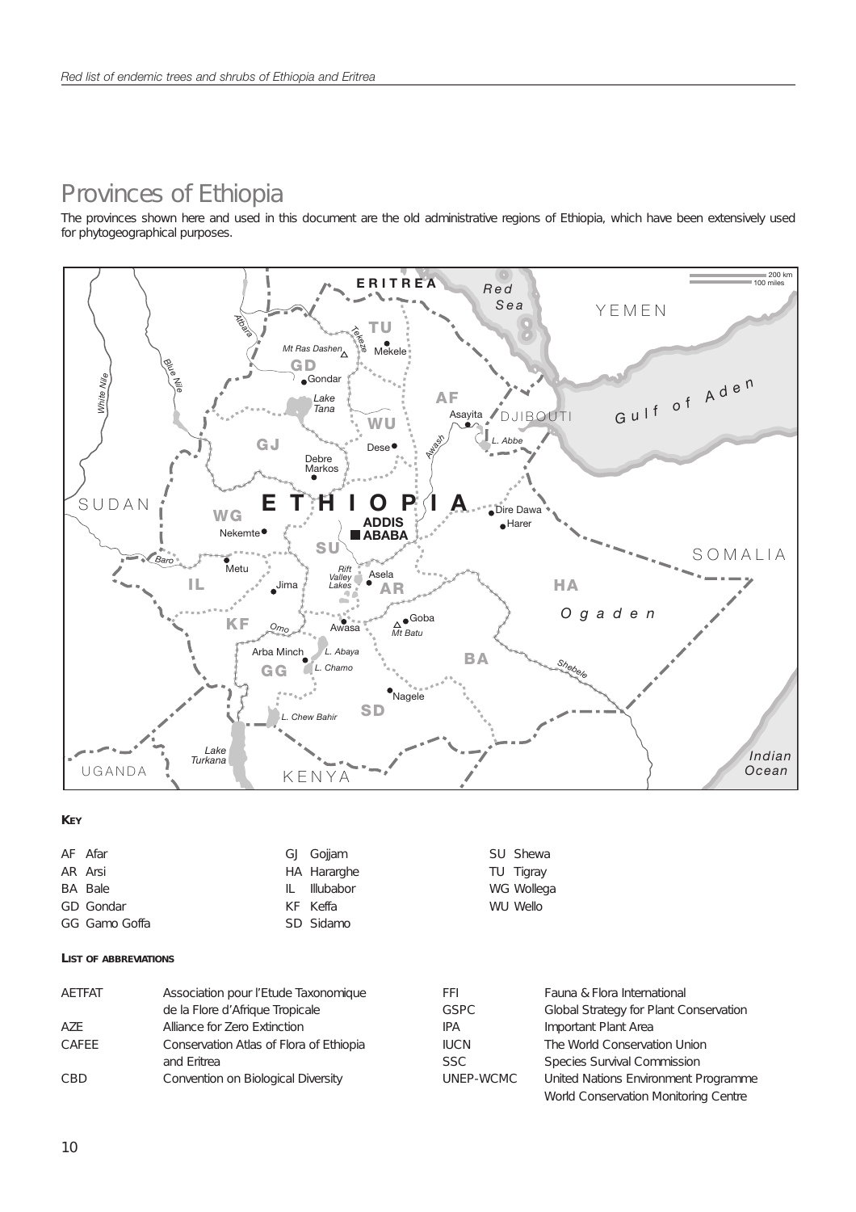# Provinces of Ethiopia

The provinces shown here and used in this document are the old administrative regions of Ethiopia, which have been extensively used for phytogeographical purposes.

**KEY**

AF Afar
AR Arsi
BA Bale
GD Gondar
GG Gamo Goffa
GJ Gojjam
HA Hararghe
IL Illubabor
KF Keffa
SD Sidamo
SU Shewa
TU Tigray
WG Wollega
WU Wello

**LIST OF ABBREVIATIONS**

| | |
|---|---|
| AETFAT | Association pour l'Etude Taxonomique de la Flore d'Afrique Tropicale |
| AZE | Alliance for Zero Extinction |
| CAFEE | Conservation Atlas of Flora of Ethiopia and Eritrea |
| CBD | Convention on Biological Diversity |
| FFI | Fauna & Flora International |
| GSPC | Global Strategy for Plant Conservation |
| IPA | Important Plant Area |
| IUCN | The World Conservation Union |
| SSC | Species Survival Commission |
| UNEP-WCMC | United Nations Environment Programme World Conservation Monitoring Centre |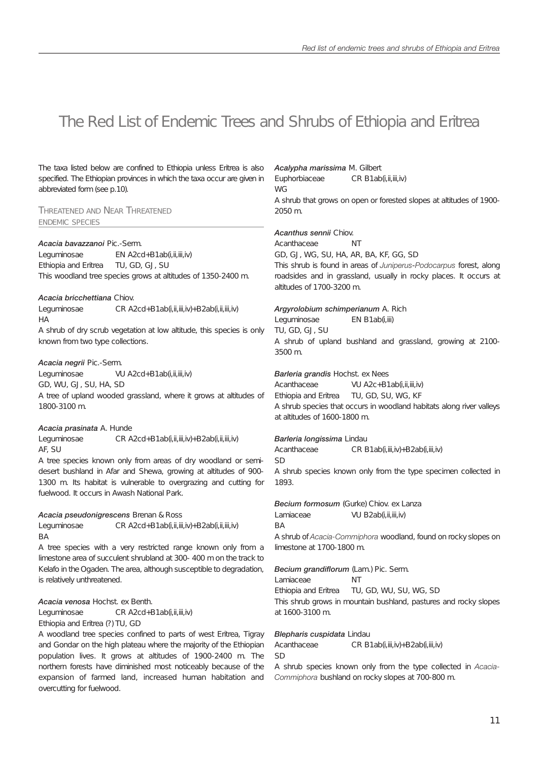# The Red List of Endemic Trees and Shrubs of Ethiopia and Eritrea

The taxa listed below are confined to Ethiopia unless Eritrea is also specified. The Ethiopian provinces in which the taxa occur are given in abbreviated form (see p.10).

## Threatened and Near Threatened endemic species

***Acacia bavazzanoi*** Pic.-Serm.
Leguminosae EN A2cd+B1ab(i,ii,iii,iv)
Ethiopia and Eritrea TU, GD, GJ, SU
This woodland tree species grows at altitudes of 1350-2400 m.

***Acacia bricchettiana*** Chiov.
Leguminosae CR A2cd+B1ab(i,ii,iii,iv)+B2ab(i,ii,iii,iv)
HA
A shrub of dry scrub vegetation at low altitude, this species is only known from two type collections.

***Acacia negrii*** Pic.-Serm.
Leguminosae VU A2cd+B1ab(i,ii,iii,iv)
GD, WU, GJ, SU, HA, SD
A tree of upland wooded grassland, where it grows at altitudes of 1800-3100 m.

***Acacia prasinata*** A. Hunde
Leguminosae CR A2cd+B1ab(i,ii,iii,iv)+B2ab(i,ii,iii,iv)
AF, SU
A tree species known only from areas of dry woodland or semi-desert bushland in Afar and Shewa, growing at altitudes of 900-1300 m. Its habitat is vulnerable to overgrazing and cutting for fuelwood. It occurs in Awash National Park.

***Acacia pseudonigrescens*** Brenan & Ross
Leguminosae CR A2cd+B1ab(i,ii,iii,iv)+B2ab(i,ii,iii,iv)
BA
A tree species with a very restricted range known only from a limestone area of succulent shrubland at 300- 400 m on the track to Kelafo in the Ogaden. The area, although susceptible to degradation, is relatively unthreatened.

***Acacia venosa*** Hochst. ex Benth.
Leguminosae CR A2cd+B1ab(i,ii,iii,iv)
Ethiopia and Eritrea (?) TU, GD
A woodland tree species confined to parts of west Eritrea, Tigray and Gondar on the high plateau where the majority of the Ethiopian population lives. It grows at altitudes of 1900-2400 m. The northern forests have diminished most noticeably because of the expansion of farmed land, increased human habitation and overcutting for fuelwood.

***Acalypha marissima*** M. Gilbert
Euphorbiaceae CR B1ab(i,ii,iii,iv)
WG
A shrub that grows on open or forested slopes at altitudes of 1900-2050 m.

***Acanthus sennii*** Chiov.
Acanthaceae NT
GD, GJ, WG, SU, HA, AR, BA, KF, GG, SD
This shrub is found in areas of *Juniperus-Podocarpus* forest, along roadsides and in grassland, usually in rocky places. It occurs at altitudes of 1700-3200 m.

***Argyrolobium schimperianum*** A. Rich
Leguminosae EN B1ab(i,iii)
TU, GD, GJ, SU
A shrub of upland bushland and grassland, growing at 2100-3500 m.

***Barleria grandis*** Hochst. ex Nees
Acanthaceae VU A2c+B1ab(i,ii,iii,iv)
Ethiopia and Eritrea TU, GD, SU, WG, KF
A shrub species that occurs in woodland habitats along river valleys at altitudes of 1600-1800 m.

***Barleria longissima*** Lindau
Acanthaceae CR B1ab(i,iii,iv)+B2ab(i,iii,iv)
SD
A shrub species known only from the type specimen collected in 1893.

***Becium formosum*** (Gurke) Chiov. ex Lanza
Lamiaceae VU B2ab(i,ii,iii,iv)
BA
A shrub of *Acacia-Commiphora* woodland, found on rocky slopes on limestone at 1700-1800 m.

***Becium grandiflorum*** (Lam.) Pic. Serm.
Lamiaceae NT
Ethiopia and Eritrea TU, GD, WU, SU, WG, SD
This shrub grows in mountain bushland, pastures and rocky slopes at 1600-3100 m.

***Blepharis cuspidata*** Lindau
Acanthaceae CR B1ab(i,iii,iv)+B2ab(i,iii,iv)
SD
A shrub species known only from the type collected in *Acacia-Commiphora* bushland on rocky slopes at 700-800 m.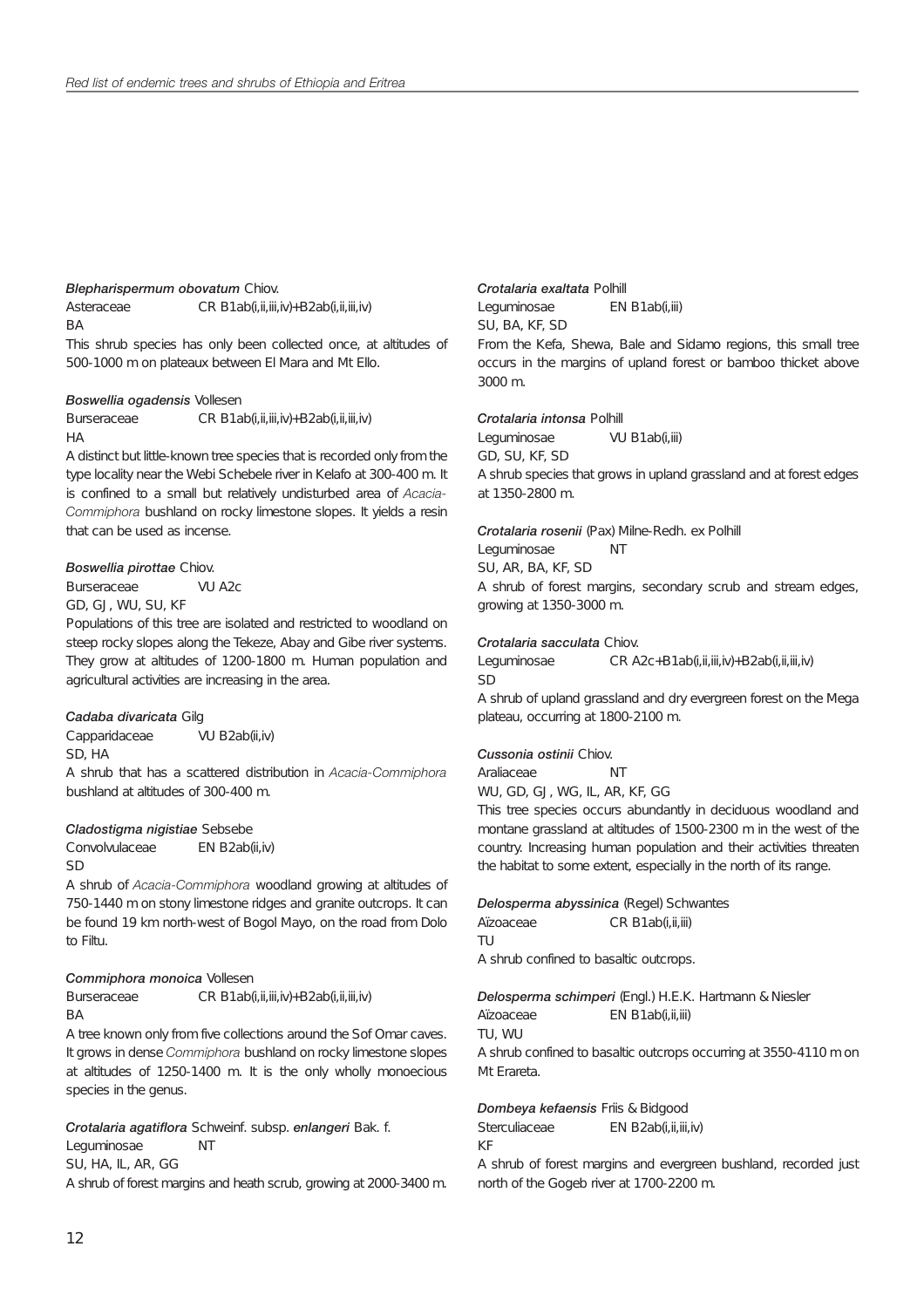***Blepharispermum obovatum*** Chiov.
Asteraceae CR B1ab(i,ii,iii,iv)+B2ab(i,ii,iii,iv)
BA
This shrub species has only been collected once, at altitudes of 500-1000 m on plateaux between El Mara and Mt Ello.

***Boswellia ogadensis*** Vollesen
Burseraceae CR B1ab(i,ii,iii,iv)+B2ab(i,ii,iii,iv)
HA
A distinct but little-known tree species that is recorded only from the type locality near the Webi Schebele river in Kelafo at 300-400 m. It is confined to a small but relatively undisturbed area of *Acacia-Commiphora* bushland on rocky limestone slopes. It yields a resin that can be used as incense.

***Boswellia pirottae*** Chiov.
Burseraceae VU A2c
GD, GJ, WU, SU, KF
Populations of this tree are isolated and restricted to woodland on steep rocky slopes along the Tekeze, Abay and Gibe river systems. They grow at altitudes of 1200-1800 m. Human population and agricultural activities are increasing in the area.

***Cadaba divaricata*** Gilg
Capparidaceae VU B2ab(ii,iv)
SD, HA
A shrub that has a scattered distribution in *Acacia-Commiphora* bushland at altitudes of 300-400 m.

***Cladostigma nigistiae*** Sebsebe
Convolvulaceae EN B2ab(ii,iv)
SD
A shrub of *Acacia-Commiphora* woodland growing at altitudes of 750-1440 m on stony limestone ridges and granite outcrops. It can be found 19 km north-west of Bogol Mayo, on the road from Dolo to Filtu.

***Commiphora monoica*** Vollesen
Burseraceae CR B1ab(i,ii,iii,iv)+B2ab(i,ii,iii,iv)
BA
A tree known only from five collections around the Sof Omar caves. It grows in dense *Commiphora* bushland on rocky limestone slopes at altitudes of 1250-1400 m. It is the only wholly monoecious species in the genus.

***Crotalaria agatiflora*** Schweinf. subsp. ***enlangeri*** Bak. f.
Leguminosae NT
SU, HA, IL, AR, GG
A shrub of forest margins and heath scrub, growing at 2000-3400 m.

***Crotalaria exaltata*** Polhill
Leguminosae EN B1ab(i,iii)
SU, BA, KF, SD
From the Kefa, Shewa, Bale and Sidamo regions, this small tree occurs in the margins of upland forest or bamboo thicket above 3000 m.

***Crotalaria intonsa*** Polhill
Leguminosae VU B1ab(i,iii)
GD, SU, KF, SD
A shrub species that grows in upland grassland and at forest edges at 1350-2800 m.

***Crotalaria rosenii*** (Pax) Milne-Redh. ex Polhill
Leguminosae NT
SU, AR, BA, KF, SD
A shrub of forest margins, secondary scrub and stream edges, growing at 1350-3000 m.

***Crotalaria sacculata*** Chiov.
Leguminosae CR A2c+B1ab(i,ii,iii,iv)+B2ab(i,ii,iii,iv)
SD
A shrub of upland grassland and dry evergreen forest on the Mega plateau, occurring at 1800-2100 m.

***Cussonia ostinii*** Chiov.
Araliaceae NT
WU, GD, GJ, WG, IL, AR, KF, GG
This tree species occurs abundantly in deciduous woodland and montane grassland at altitudes of 1500-2300 m in the west of the country. Increasing human population and their activities threaten the habitat to some extent, especially in the north of its range.

***Delosperma abyssinica*** (Regel) Schwantes
Aïzoaceae CR B1ab(i,ii,iii)
TU
A shrub confined to basaltic outcrops.

***Delosperma schimperi*** (Engl.) H.E.K. Hartmann & Niesler
Aïzoaceae EN B1ab(i,ii,iii)
TU, WU
A shrub confined to basaltic outcrops occurring at 3550-4110 m on Mt Erareta.

***Dombeya kefaensis*** Friis & Bidgood
Sterculiaceae EN B2ab(i,ii,iii,iv)
KF
A shrub of forest margins and evergreen bushland, recorded just north of the Gogeb river at 1700-2200 m.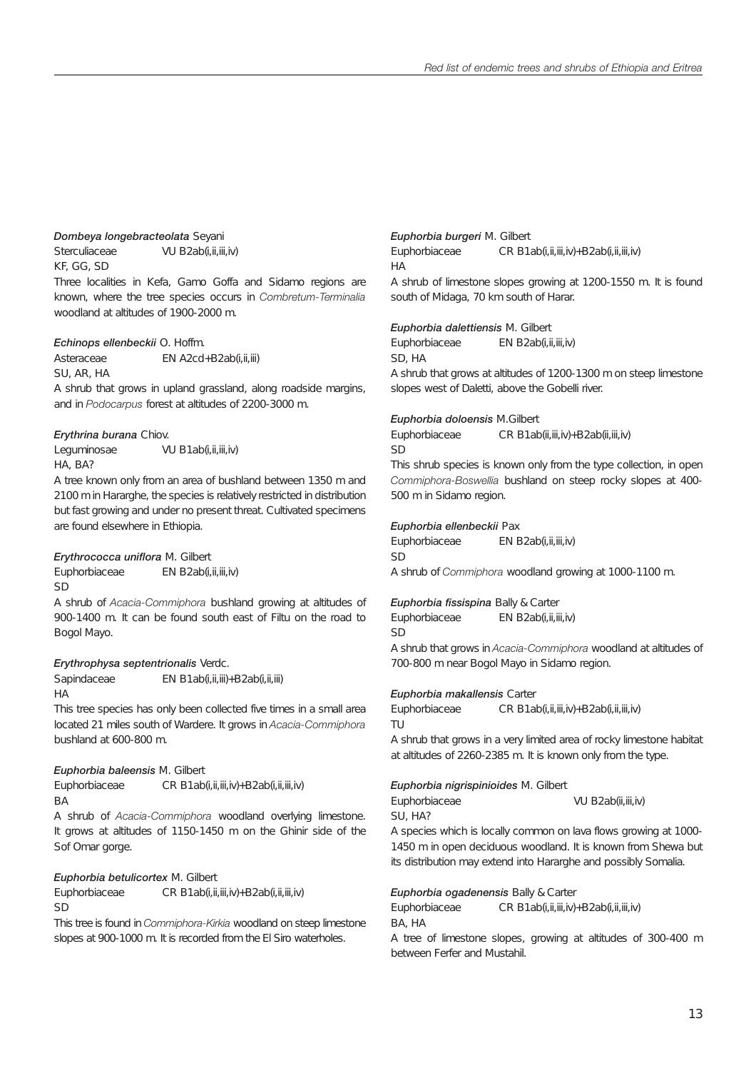***Dombeya longebracteolata*** Seyani
Sterculiaceae VU B2ab(i,ii,iii,iv)
KF, GG, SD
Three localities in Kefa, Gamo Goffa and Sidamo regions are known, where the tree species occurs in *Combretum-Terminalia* woodland at altitudes of 1900-2000 m.

***Echinops ellenbeckii*** O. Hoffm.
Asteraceae EN A2cd+B2ab(i,ii,iii)
SU, AR, HA
A shrub that grows in upland grassland, along roadside margins, and in *Podocarpus* forest at altitudes of 2200-3000 m.

***Erythrina burana*** Chiov.
Leguminosae VU B1ab(i,ii,iii,iv)
HA, BA?
A tree known only from an area of bushland between 1350 m and 2100 m in Hararghe, the species is relatively restricted in distribution but fast growing and under no present threat. Cultivated specimens are found elsewhere in Ethiopia.

***Erythrococca uniflora*** M. Gilbert
Euphorbiaceae EN B2ab(i,ii,iii,iv)
SD
A shrub of *Acacia-Commiphora* bushland growing at altitudes of 900-1400 m. It can be found south east of Filtu on the road to Bogol Mayo.

***Erythrophysa septentrionalis*** Verdc.
Sapindaceae EN B1ab(i,ii,iii)+B2ab(i,ii,iii)
HA
This tree species has only been collected five times in a small area located 21 miles south of Wardere. It grows in *Acacia-Commiphora* bushland at 600-800 m.

***Euphorbia baleensis*** M. Gilbert
Euphorbiaceae CR B1ab(i,ii,iii,iv)+B2ab(i,ii,iii,iv)
BA
A shrub of *Acacia-Commiphora* woodland overlying limestone. It grows at altitudes of 1150-1450 m on the Ghinir side of the Sof Omar gorge.

***Euphorbia betulicortex*** M. Gilbert
Euphorbiaceae CR B1ab(i,ii,iii,iv)+B2ab(i,ii,iii,iv)
SD
This tree is found in *Commiphora-Kirkia* woodland on steep limestone slopes at 900-1000 m. It is recorded from the El Siro waterholes.

***Euphorbia burgeri*** M. Gilbert
Euphorbiaceae CR B1ab(i,ii,iii,iv)+B2ab(i,ii,iii,iv)
HA
A shrub of limestone slopes growing at 1200-1550 m. It is found south of Midaga, 70 km south of Harar.

***Euphorbia dalettiensis*** M. Gilbert
Euphorbiaceae EN B2ab(i,ii,iii,iv)
SD, HA
A shrub that grows at altitudes of 1200-1300 m on steep limestone slopes west of Daletti, above the Gobelli river.

***Euphorbia doloensis*** M.Gilbert
Euphorbiaceae CR B1ab(ii,iii,iv)+B2ab(ii,iii,iv)
SD
This shrub species is known only from the type collection, in open *Commiphora-Boswellia* bushland on steep rocky slopes at 400-500 m in Sidamo region.

***Euphorbia ellenbeckii*** Pax
Euphorbiaceae EN B2ab(i,ii,iii,iv)
SD
A shrub of *Commiphora* woodland growing at 1000-1100 m.

***Euphorbia fissispina*** Bally & Carter
Euphorbiaceae EN B2ab(i,ii,iii,iv)
SD
A shrub that grows in *Acacia-Commiphora* woodland at altitudes of 700-800 m near Bogol Mayo in Sidamo region.

***Euphorbia makallensis*** Carter
Euphorbiaceae CR B1ab(i,ii,iii,iv)+B2ab(i,ii,iii,iv)
TU
A shrub that grows in a very limited area of rocky limestone habitat at altitudes of 2260-2385 m. It is known only from the type.

***Euphorbia nigrispinioides*** M. Gilbert
Euphorbiaceae VU B2ab(ii,iii,iv)
SU, HA?
A species which is locally common on lava flows growing at 1000-1450 m in open deciduous woodland. It is known from Shewa but its distribution may extend into Hararghe and possibly Somalia.

***Euphorbia ogadenensis*** Bally & Carter
Euphorbiaceae CR B1ab(i,ii,iii,iv)+B2ab(i,ii,iii,iv)
BA, HA
A tree of limestone slopes, growing at altitudes of 300-400 m between Ferfer and Mustahil.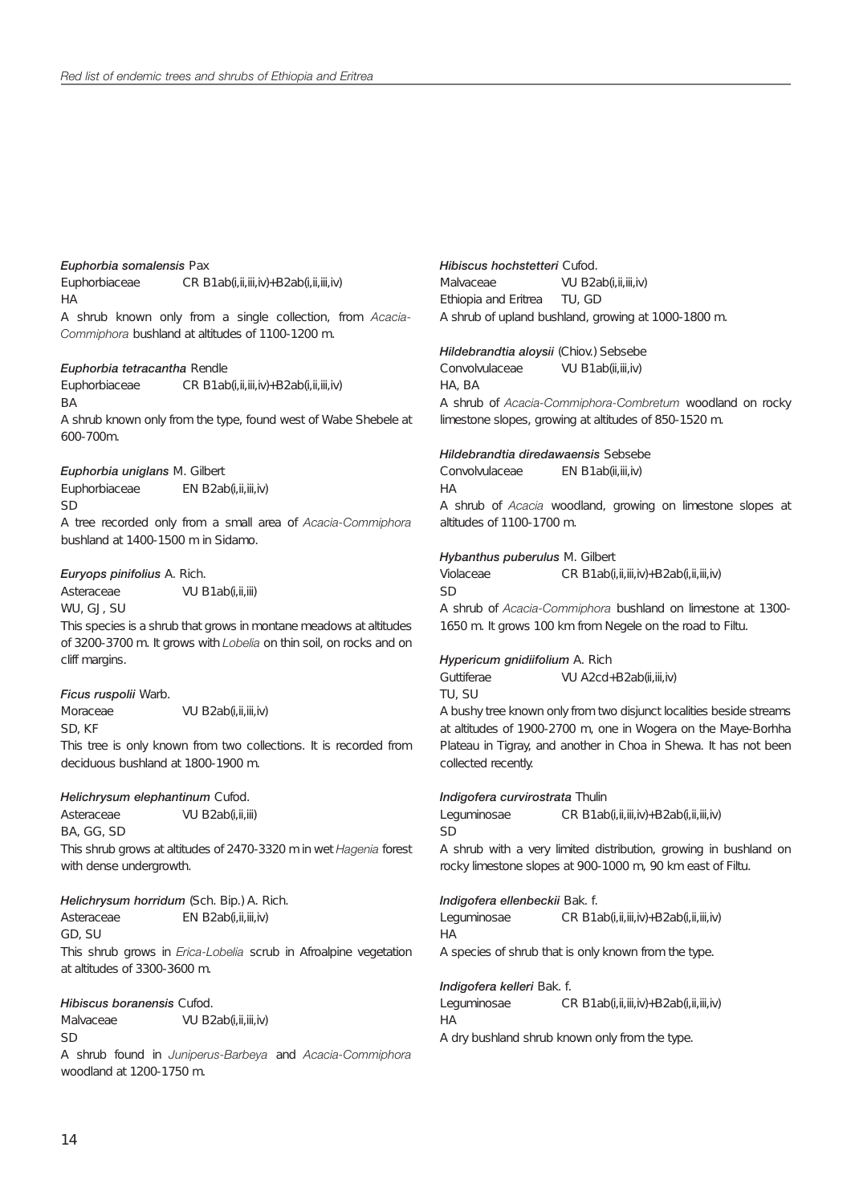***Euphorbia somalensis*** Pax
Euphorbiaceae CR B1ab(i,ii,iii,iv)+B2ab(i,ii,iii,iv)
HA
A shrub known only from a single collection, from *Acacia-Commiphora* bushland at altitudes of 1100-1200 m.

***Euphorbia tetracantha*** Rendle
Euphorbiaceae CR B1ab(i,ii,iii,iv)+B2ab(i,ii,iii,iv)
BA
A shrub known only from the type, found west of Wabe Shebele at 600-700m.

***Euphorbia uniglans*** M. Gilbert
Euphorbiaceae EN B2ab(i,ii,iii,iv)
SD
A tree recorded only from a small area of *Acacia-Commiphora* bushland at 1400-1500 m in Sidamo.

***Euryops pinifolius*** A. Rich.
Asteraceae VU B1ab(i,ii,iii)
WU, GJ, SU
This species is a shrub that grows in montane meadows at altitudes of 3200-3700 m. It grows with *Lobelia* on thin soil, on rocks and on cliff margins.

***Ficus ruspolii*** Warb.
Moraceae VU B2ab(i,ii,iii,iv)
SD, KF
This tree is only known from two collections. It is recorded from deciduous bushland at 1800-1900 m.

***Helichrysum elephantinum*** Cufod.
Asteraceae VU B2ab(i,ii,iii)
BA, GG, SD
This shrub grows at altitudes of 2470-3320 m in wet *Hagenia* forest with dense undergrowth.

***Helichrysum horridum*** (Sch. Bip.) A. Rich.
Asteraceae EN B2ab(i,ii,iii,iv)
GD, SU
This shrub grows in *Erica-Lobelia* scrub in Afroalpine vegetation at altitudes of 3300-3600 m.

***Hibiscus boranensis*** Cufod.
Malvaceae VU B2ab(i,ii,iii,iv)
SD
A shrub found in *Juniperus-Barbeya* and *Acacia-Commiphora* woodland at 1200-1750 m.

***Hibiscus hochstetteri*** Cufod.
Malvaceae VU B2ab(i,ii,iii,iv)
Ethiopia and Eritrea TU, GD
A shrub of upland bushland, growing at 1000-1800 m.

***Hildebrandtia aloysii*** (Chiov.) Sebsebe
Convolvulaceae VU B1ab(ii,iii,iv)
HA, BA
A shrub of *Acacia-Commiphora-Combretum* woodland on rocky limestone slopes, growing at altitudes of 850-1520 m.

***Hildebrandtia diredawaensis*** Sebsebe
Convolvulaceae EN B1ab(ii,iii,iv)
HA
A shrub of *Acacia* woodland, growing on limestone slopes at altitudes of 1100-1700 m.

***Hybanthus puberulus*** M. Gilbert
Violaceae CR B1ab(i,ii,iii,iv)+B2ab(i,ii,iii,iv)
SD
A shrub of *Acacia-Commiphora* bushland on limestone at 1300-1650 m. It grows 100 km from Negele on the road to Filtu.

***Hypericum gnidiifolium*** A. Rich
Guttiferae VU A2cd+B2ab(ii,iii,iv)
TU, SU
A bushy tree known only from two disjunct localities beside streams at altitudes of 1900-2700 m, one in Wogera on the Maye-Borhha Plateau in Tigray, and another in Choa in Shewa. It has not been collected recently.

***Indigofera curvirostrata*** Thulin
Leguminosae CR B1ab(i,ii,iii,iv)+B2ab(i,ii,iii,iv)
SD
A shrub with a very limited distribution, growing in bushland on rocky limestone slopes at 900-1000 m, 90 km east of Filtu.

***Indigofera ellenbeckii*** Bak. f.
Leguminosae CR B1ab(i,ii,iii,iv)+B2ab(i,ii,iii,iv)
HA
A species of shrub that is only known from the type.

***Indigofera kelleri*** Bak. f.
Leguminosae CR B1ab(i,ii,iii,iv)+B2ab(i,ii,iii,iv)
HA
A dry bushland shrub known only from the type.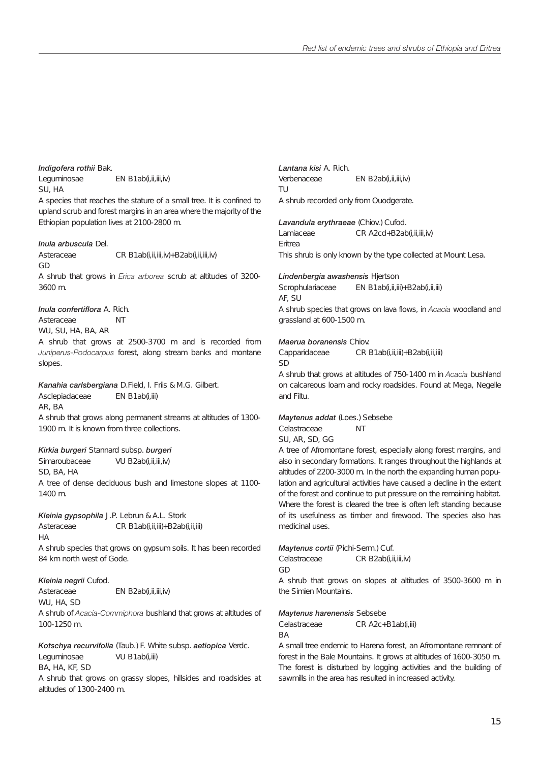***Indigofera rothii*** Bak.
Leguminosae EN B1ab(i,ii,iii,iv)
SU, HA
A species that reaches the stature of a small tree. It is confined to upland scrub and forest margins in an area where the majority of the Ethiopian population lives at 2100-2800 m.

***Inula arbuscula*** Del.
Asteraceae CR B1ab(i,ii,iii,iv)+B2ab(i,ii,iii,iv)
GD
A shrub that grows in *Erica arborea* scrub at altitudes of 3200-3600 m.

***Inula confertiflora*** A. Rich.
Asteraceae NT
WU, SU, HA, BA, AR
A shrub that grows at 2500-3700 m and is recorded from *Juniperus-Podocarpus* forest, along stream banks and montane slopes.

***Kanahia carlsbergiana*** D.Field, I. Friis & M.G. Gilbert.
Asclepiadaceae EN B1ab(i,iii)
AR, BA
A shrub that grows along permanent streams at altitudes of 1300-1900 m. It is known from three collections.

***Kirkia burgeri*** Stannard subsp. ***burgeri***
Simaroubaceae VU B2ab(i,ii,iii,iv)
SD, BA, HA
A tree of dense deciduous bush and limestone slopes at 1100-1400 m.

***Kleinia gypsophila*** J.P. Lebrun & A.L. Stork
Asteraceae CR B1ab(i,ii,iii)+B2ab(i,ii,iii)
HA
A shrub species that grows on gypsum soils. It has been recorded 84 km north west of Gode.

***Kleinia negrii*** Cufod.
Asteraceae EN B2ab(i,ii,iii,iv)
WU, HA, SD
A shrub of *Acacia-Commiphora* bushland that grows at altitudes of 100-1250 m.

***Kotschya recurvifolia*** (Taub.) F. White subsp. ***aetiopica*** Verdc.
Leguminosae VU B1ab(i,iii)
BA, HA, KF, SD
A shrub that grows on grassy slopes, hillsides and roadsides at altitudes of 1300-2400 m.

***Lantana kisi*** A. Rich.
Verbenaceae EN B2ab(i,ii,iii,iv)
TU
A shrub recorded only from Ouodgerate.

***Lavandula erythraeae*** (Chiov.) Cufod.
Lamiaceae CR A2cd+B2ab(i,ii,iii,iv)
Eritrea
This shrub is only known by the type collected at Mount Lesa.

***Lindenbergia awashensis*** Hjertson
Scrophulariaceae EN B1ab(i,ii,iii)+B2ab(i,ii,iii)
AF, SU
A shrub species that grows on lava flows, in *Acacia* woodland and grassland at 600-1500 m.

***Maerua boranensis*** Chiov.
Capparidaceae CR B1ab(i,ii,iii)+B2ab(i,ii,iii)
SD
A shrub that grows at altitudes of 750-1400 m in *Acacia* bushland on calcareous loam and rocky roadsides. Found at Mega, Negelle and Filtu.

***Maytenus addat*** (Loes.) Sebsebe
Celastraceae NT
SU, AR, SD, GG
A tree of Afromontane forest, especially along forest margins, and also in secondary formations. It ranges throughout the highlands at altitudes of 2200-3000 m. In the north the expanding human population and agricultural activities have caused a decline in the extent of the forest and continue to put pressure on the remaining habitat. Where the forest is cleared the tree is often left standing because of its usefulness as timber and firewood. The species also has medicinal uses.

***Maytenus cortii*** (Pichi-Serm.) Cuf.
Celastraceae CR B2ab(i,ii,iii,iv)
GD
A shrub that grows on slopes at altitudes of 3500-3600 m in the Simien Mountains.

***Maytenus harenensis*** Sebsebe
Celastraceae CR A2c+B1ab(i,iii)
BA
A small tree endemic to Harena forest, an Afromontane remnant of forest in the Bale Mountains. It grows at altitudes of 1600-3050 m. The forest is disturbed by logging activities and the building of sawmills in the area has resulted in increased activity.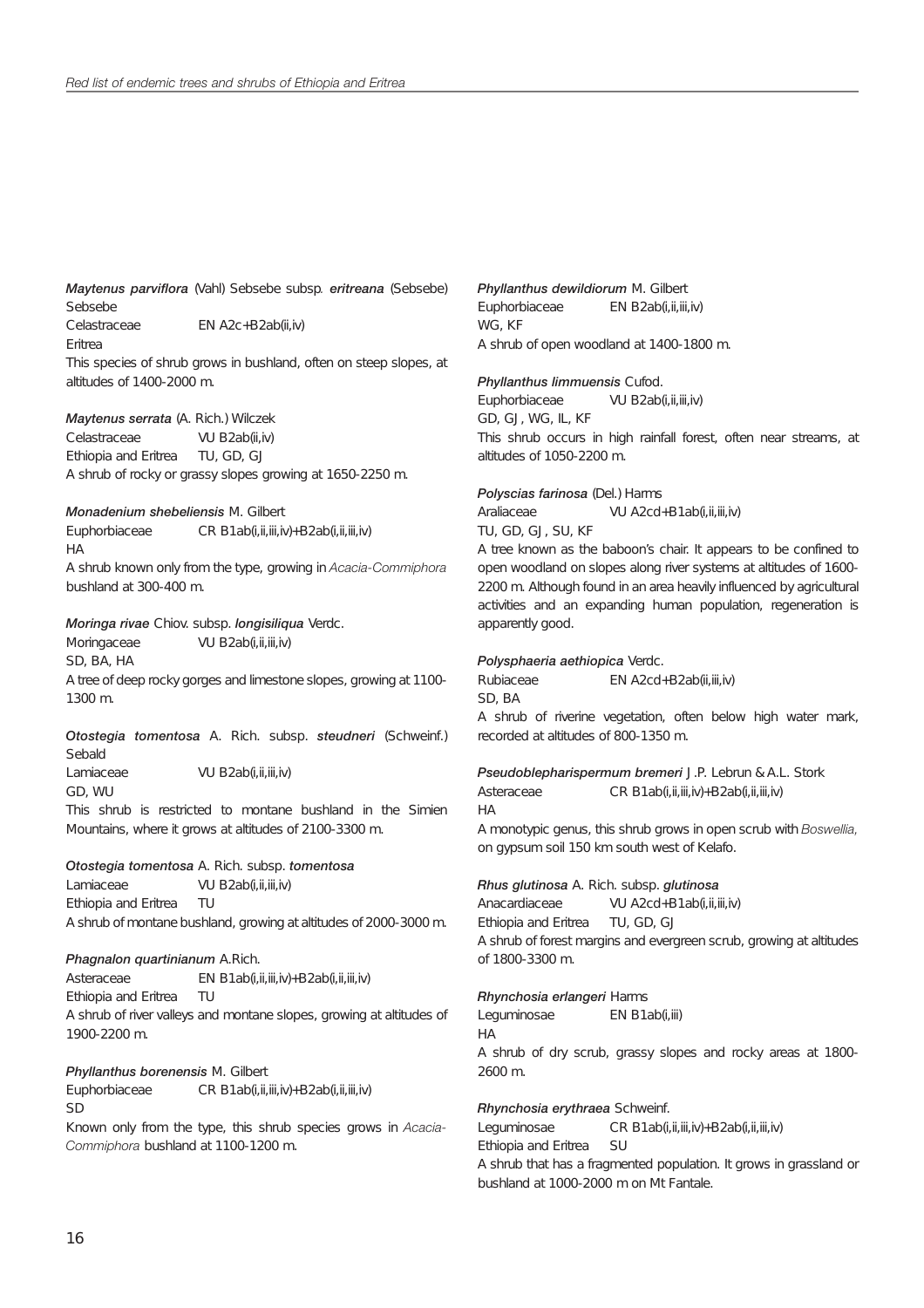***Maytenus parviflora*** (Vahl) Sebsebe subsp. ***eritreana*** (Sebsebe) Sebsebe
Celastraceae EN A2c+B2ab(ii,iv)
Eritrea
This species of shrub grows in bushland, often on steep slopes, at altitudes of 1400-2000 m.

***Maytenus serrata*** (A. Rich.) Wilczek
Celastraceae VU B2ab(ii,iv)
Ethiopia and Eritrea TU, GD, GJ
A shrub of rocky or grassy slopes growing at 1650-2250 m.

***Monadenium shebeliensis*** M. Gilbert
Euphorbiaceae CR B1ab(i,ii,iii,iv)+B2ab(i,ii,iii,iv)
HA
A shrub known only from the type, growing in *Acacia-Commiphora* bushland at 300-400 m.

***Moringa rivae*** Chiov. subsp. ***longisiliqua*** Verdc.
Moringaceae VU B2ab(i,ii,iii,iv)
SD, BA, HA
A tree of deep rocky gorges and limestone slopes, growing at 1100-1300 m.

***Otostegia tomentosa*** A. Rich. subsp. ***steudneri*** (Schweinf.) Sebald
Lamiaceae VU B2ab(i,ii,iii,iv)
GD, WU
This shrub is restricted to montane bushland in the Simien Mountains, where it grows at altitudes of 2100-3300 m.

***Otostegia tomentosa*** A. Rich. subsp. ***tomentosa***
Lamiaceae VU B2ab(i,ii,iii,iv)
Ethiopia and Eritrea TU
A shrub of montane bushland, growing at altitudes of 2000-3000 m.

***Phagnalon quartinianum*** A.Rich.
Asteraceae EN B1ab(i,ii,iii,iv)+B2ab(i,ii,iii,iv)
Ethiopia and Eritrea TU
A shrub of river valleys and montane slopes, growing at altitudes of 1900-2200 m.

***Phyllanthus borenensis*** M. Gilbert
Euphorbiaceae CR B1ab(i,ii,iii,iv)+B2ab(i,ii,iii,iv)
SD
Known only from the type, this shrub species grows in *Acacia-Commiphora* bushland at 1100-1200 m.

***Phyllanthus dewildiorum*** M. Gilbert
Euphorbiaceae EN B2ab(i,ii,iii,iv)
WG, KF
A shrub of open woodland at 1400-1800 m.

***Phyllanthus limmuensis*** Cufod.
Euphorbiaceae VU B2ab(i,ii,iii,iv)
GD, GJ, WG, IL, KF
This shrub occurs in high rainfall forest, often near streams, at altitudes of 1050-2200 m.

***Polyscias farinosa*** (Del.) Harms
Araliaceae VU A2cd+B1ab(i,ii,iii,iv)
TU, GD, GJ, SU, KF
A tree known as the baboon's chair. It appears to be confined to open woodland on slopes along river systems at altitudes of 1600-2200 m. Although found in an area heavily influenced by agricultural activities and an expanding human population, regeneration is apparently good.

***Polysphaeria aethiopica*** Verdc.
Rubiaceae EN A2cd+B2ab(ii,iii,iv)
SD, BA
A shrub of riverine vegetation, often below high water mark, recorded at altitudes of 800-1350 m.

***Pseudoblepharispermum bremeri*** J.P. Lebrun & A.L. Stork
Asteraceae CR B1ab(i,ii,iii,iv)+B2ab(i,ii,iii,iv)
HA
A monotypic genus, this shrub grows in open scrub with *Boswellia*, on gypsum soil 150 km south west of Kelafo.

***Rhus glutinosa*** A. Rich. subsp. ***glutinosa***
Anacardiaceae VU A2cd+B1ab(i,ii,iii,iv)
Ethiopia and Eritrea TU, GD, GJ
A shrub of forest margins and evergreen scrub, growing at altitudes of 1800-3300 m.

***Rhynchosia erlangeri*** Harms
Leguminosae EN B1ab(i,iii)
HA
A shrub of dry scrub, grassy slopes and rocky areas at 1800-2600 m.

***Rhynchosia erythraea*** Schweinf.
Leguminosae CR B1ab(i,ii,iii,iv)+B2ab(i,ii,iii,iv)
Ethiopia and Eritrea SU
A shrub that has a fragmented population. It grows in grassland or bushland at 1000-2000 m on Mt Fantale.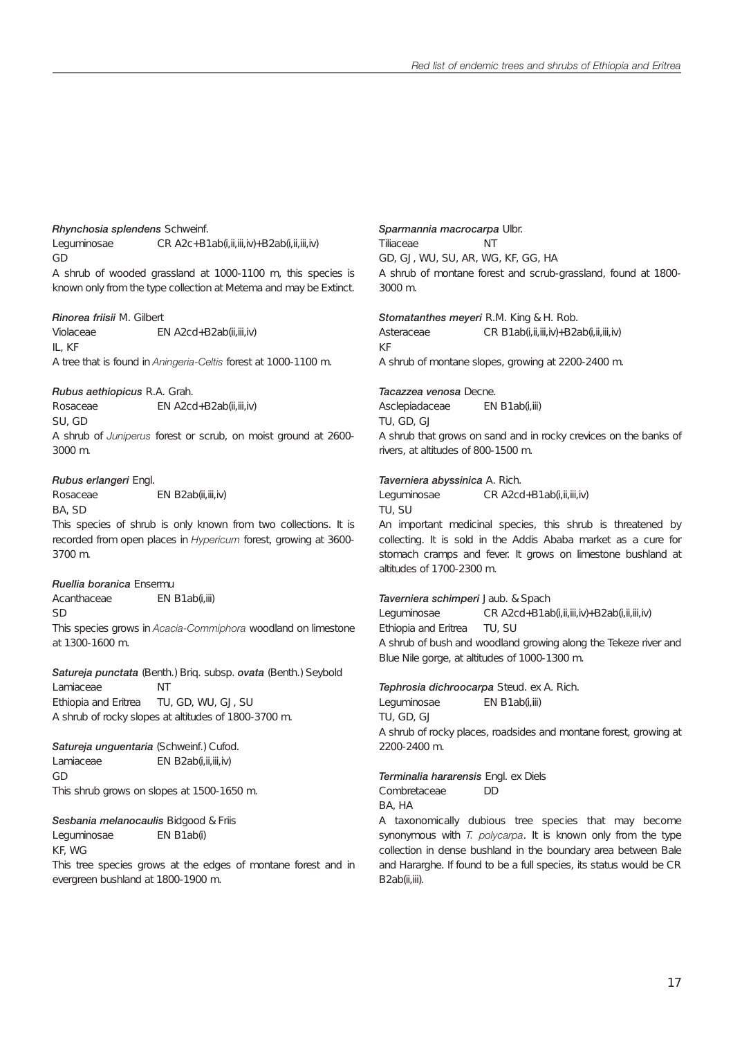***Rhynchosia splendens*** Schweinf.
Leguminosae CR A2c+B1ab(i,ii,iii,iv)+B2ab(i,ii,iii,iv)
GD
A shrub of wooded grassland at 1000-1100 m, this species is known only from the type collection at Metema and may be Extinct.

***Rinorea friisii*** M. Gilbert
Violaceae EN A2cd+B2ab(ii,iii,iv)
IL, KF
A tree that is found in *Aningeria-Celtis* forest at 1000-1100 m.

***Rubus aethiopicus*** R.A. Grah.
Rosaceae EN A2cd+B2ab(ii,iii,iv)
SU, GD
A shrub of *Juniperus* forest or scrub, on moist ground at 2600-3000 m.

***Rubus erlangeri*** Engl.
Rosaceae EN B2ab(ii,iii,iv)
BA, SD
This species of shrub is only known from two collections. It is recorded from open places in *Hypericum* forest, growing at 3600-3700 m.

***Ruellia boranica*** Ensermu
Acanthaceae EN B1ab(i,iii)
SD
This species grows in *Acacia-Commiphora* woodland on limestone at 1300-1600 m.

***Satureja punctata*** (Benth.) Briq. subsp. ***ovata*** (Benth.) Seybold
Lamiaceae NT
Ethiopia and Eritrea TU, GD, WU, GJ, SU
A shrub of rocky slopes at altitudes of 1800-3700 m.

***Satureja unguentaria*** (Schweinf.) Cufod.
Lamiaceae EN B2ab(i,ii,iii,iv)
GD
This shrub grows on slopes at 1500-1650 m.

***Sesbania melanocaulis*** Bidgood & Friis
Leguminosae EN B1ab(i)
KF, WG
This tree species grows at the edges of montane forest and in evergreen bushland at 1800-1900 m.

***Sparmannia macrocarpa*** Ulbr.
Tiliaceae NT
GD, GJ, WU, SU, AR, WG, KF, GG, HA
A shrub of montane forest and scrub-grassland, found at 1800-3000 m.

***Stomatanthes meyeri*** R.M. King & H. Rob.
Asteraceae CR B1ab(i,ii,iii,iv)+B2ab(i,ii,iii,iv)
KF
A shrub of montane slopes, growing at 2200-2400 m.

***Tacazzea venosa*** Decne.
Asclepiadaceae EN B1ab(i,iii)
TU, GD, GJ
A shrub that grows on sand and in rocky crevices on the banks of rivers, at altitudes of 800-1500 m.

***Taverniera abyssinica*** A. Rich.
Leguminosae CR A2cd+B1ab(i,ii,iii,iv)
TU, SU
An important medicinal species, this shrub is threatened by collecting. It is sold in the Addis Ababa market as a cure for stomach cramps and fever. It grows on limestone bushland at altitudes of 1700-2300 m.

***Taverniera schimperi*** Jaub. & Spach
Leguminosae CR A2cd+B1ab(i,ii,iii,iv)+B2ab(i,ii,iii,iv)
Ethiopia and Eritrea TU, SU
A shrub of bush and woodland growing along the Tekeze river and Blue Nile gorge, at altitudes of 1000-1300 m.

***Tephrosia dichroocarpa*** Steud. ex A. Rich.
Leguminosae EN B1ab(i,iii)
TU, GD, GJ
A shrub of rocky places, roadsides and montane forest, growing at 2200-2400 m.

***Terminalia hararensis*** Engl. ex Diels
Combretaceae DD
BA, HA
A taxonomically dubious tree species that may become synonymous with *T. polycarpa*. It is known only from the type collection in dense bushland in the boundary area between Bale and Hararghe. If found to be a full species, its status would be CR B2ab(ii,iii).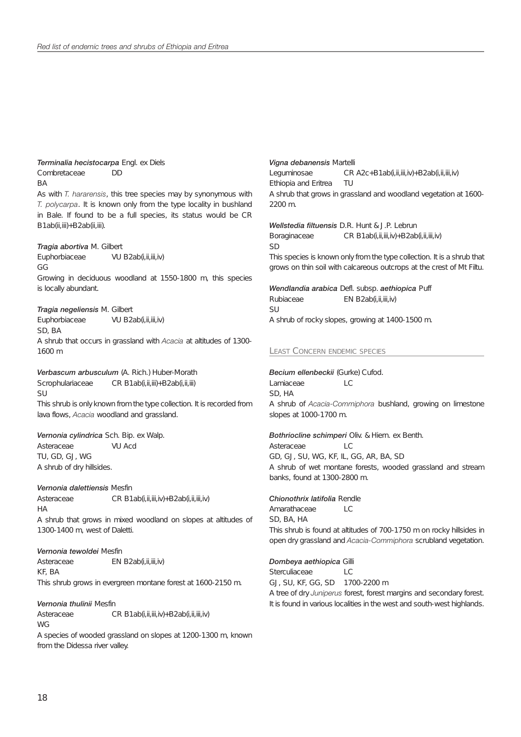***Terminalia hecistocarpa*** Engl. ex Diels
Combretaceae DD
BA
As with *T. hararensis*, this tree species may by synonymous with *T. polycarpa*. It is known only from the type locality in bushland in Bale. If found to be a full species, its status would be CR B1ab(ii,iii)+B2ab(ii,iii).

***Tragia abortiva*** M. Gilbert
Euphorbiaceae VU B2ab(i,ii,iii,iv)
GG
Growing in deciduous woodland at 1550-1800 m, this species is locally abundant.

***Tragia negeliensis*** M. Gilbert
Euphorbiaceae VU B2ab(i,ii,iii,iv)
SD, BA
A shrub that occurs in grassland with *Acacia* at altitudes of 1300-1600 m

***Verbascum arbusculum*** (A. Rich.) Huber-Morath
Scrophulariaceae CR B1ab(i,ii,iii)+B2ab(i,ii,iii)
SU
This shrub is only known from the type collection. It is recorded from lava flows, *Acacia* woodland and grassland.

***Vernonia cylindrica*** Sch. Bip. ex Walp.
Asteraceae VU Acd
TU, GD, GJ, WG
A shrub of dry hillsides.

***Vernonia dalettiensis*** Mesfin
Asteraceae CR B1ab(i,ii,iii,iv)+B2ab(i,ii,iii,iv)
HA
A shrub that grows in mixed woodland on slopes at altitudes of 1300-1400 m, west of Daletti.

***Vernonia tewoldei*** Mesfin
Asteraceae EN B2ab(i,ii,iii,iv)
KF, BA
This shrub grows in evergreen montane forest at 1600-2150 m.

***Vernonia thulinii*** Mesfin
Asteraceae CR B1ab(i,ii,iii,iv)+B2ab(i,ii,iii,iv)
WG
A species of wooded grassland on slopes at 1200-1300 m, known from the Didessa river valley.

***Vigna debanensis*** Martelli
Leguminosae CR A2c+B1ab(i,ii,iii,iv)+B2ab(i,ii,iii,iv)
Ethiopia and Eritrea TU
A shrub that grows in grassland and woodland vegetation at 1600-2200 m.

***Wellstedia filtuensis*** D.R. Hunt & J.P. Lebrun
Boraginaceae CR B1ab(i,ii,iii,iv)+B2ab(i,ii,iii,iv)
SD
This species is known only from the type collection. It is a shrub that grows on thin soil with calcareous outcrops at the crest of Mt Filtu.

***Wendlandia arabica*** Defl. subsp. ***aethiopica*** Puff
Rubiaceae EN B2ab(i,ii,iii,iv)
SU
A shrub of rocky slopes, growing at 1400-1500 m.

## LEAST CONCERN ENDEMIC SPECIES

***Becium ellenbeckii*** (Gurke) Cufod.
Lamiaceae LC
SD, HA
A shrub of *Acacia-Commiphora* bushland, growing on limestone slopes at 1000-1700 m.

***Bothriocline schimperi*** Oliv. & Hiern. ex Benth.
Asteraceae LC
GD, GJ, SU, WG, KF, IL, GG, AR, BA, SD
A shrub of wet montane forests, wooded grassland and stream banks, found at 1300-2800 m.

***Chionothrix latifolia*** Rendle
Amarathaceae LC
SD, BA, HA
This shrub is found at altitudes of 700-1750 m on rocky hillsides in open dry grassland and *Acacia-Commiphora* scrubland vegetation.

***Dombeya aethiopica*** Gilli
Sterculiaceae LC
GJ, SU, KF, GG, SD 1700-2200 m
A tree of dry *Juniperus* forest, forest margins and secondary forest. It is found in various localities in the west and south-west highlands.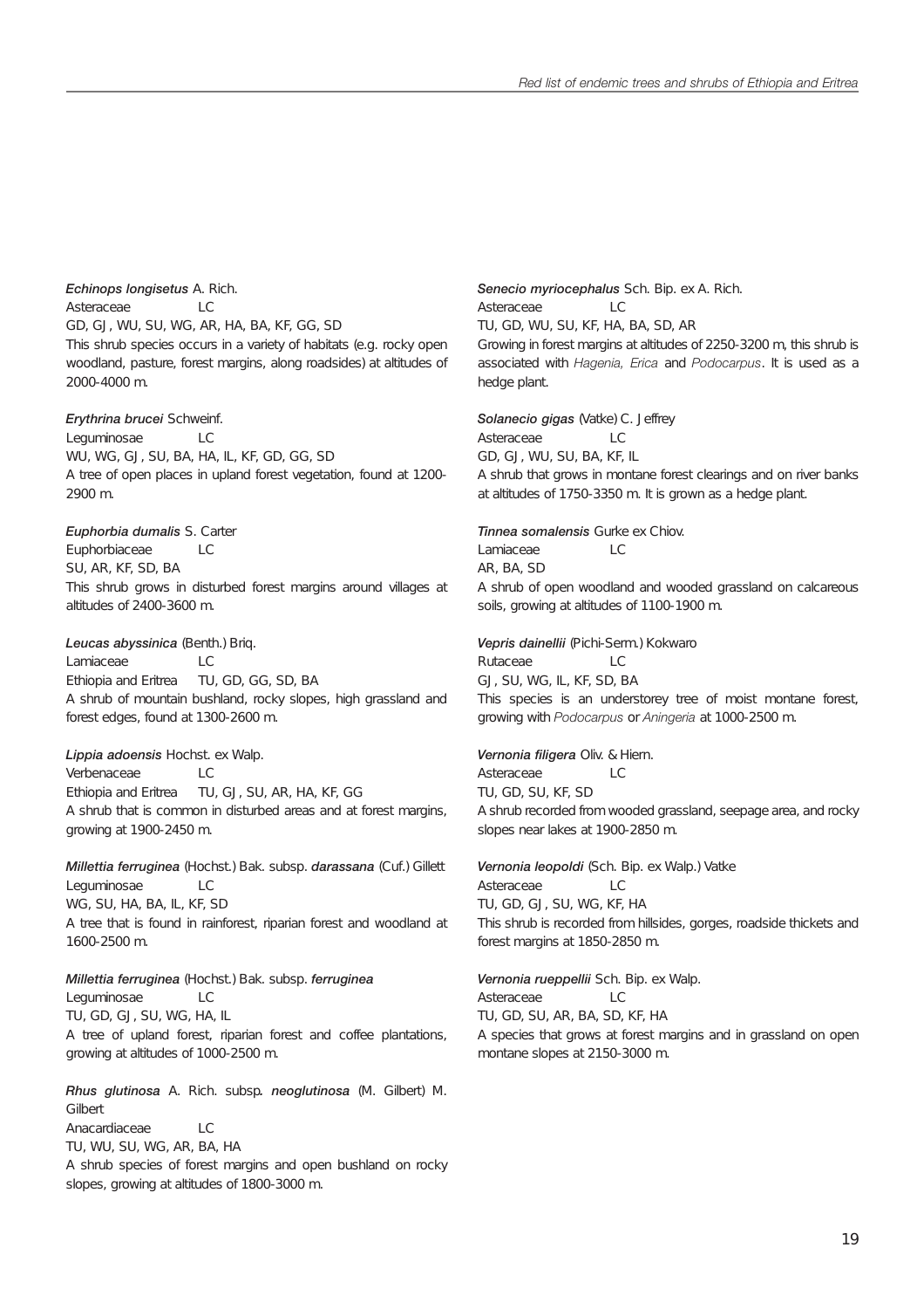***Echinops longisetus*** A. Rich.
Asteraceae LC
GD, GJ, WU, SU, WG, AR, HA, BA, KF, GG, SD
This shrub species occurs in a variety of habitats (e.g. rocky open woodland, pasture, forest margins, along roadsides) at altitudes of 2000-4000 m.

***Erythrina brucei*** Schweinf.
Leguminosae LC
WU, WG, GJ, SU, BA, HA, IL, KF, GD, GG, SD
A tree of open places in upland forest vegetation, found at 1200-2900 m.

***Euphorbia dumalis*** S. Carter
Euphorbiaceae LC
SU, AR, KF, SD, BA
This shrub grows in disturbed forest margins around villages at altitudes of 2400-3600 m.

***Leucas abyssinica*** (Benth.) Briq.
Lamiaceae LC
Ethiopia and Eritrea TU, GD, GG, SD, BA
A shrub of mountain bushland, rocky slopes, high grassland and forest edges, found at 1300-2600 m.

***Lippia adoensis*** Hochst. ex Walp.
Verbenaceae LC
Ethiopia and Eritrea TU, GJ, SU, AR, HA, KF, GG
A shrub that is common in disturbed areas and at forest margins, growing at 1900-2450 m.

***Millettia ferruginea*** (Hochst.) Bak. subsp. ***darassana*** (Cuf.) Gillett
Leguminosae LC
WG, SU, HA, BA, IL, KF, SD
A tree that is found in rainforest, riparian forest and woodland at 1600-2500 m.

***Millettia ferruginea*** (Hochst.) Bak. subsp. ***ferruginea***
Leguminosae LC
TU, GD, GJ, SU, WG, HA, IL
A tree of upland forest, riparian forest and coffee plantations, growing at altitudes of 1000-2500 m.

***Rhus glutinosa*** A. Rich. subsp. ***neoglutinosa*** (M. Gilbert) M. Gilbert
Anacardiaceae LC
TU, WU, SU, WG, AR, BA, HA
A shrub species of forest margins and open bushland on rocky slopes, growing at altitudes of 1800-3000 m.

***Senecio myriocephalus*** Sch. Bip. ex A. Rich.
Asteraceae LC
TU, GD, WU, SU, KF, HA, BA, SD, AR
Growing in forest margins at altitudes of 2250-3200 m, this shrub is associated with *Hagenia, Erica* and *Podocarpus*. It is used as a hedge plant.

***Solanecio gigas*** (Vatke) C. Jeffrey
Asteraceae LC
GD, GJ, WU, SU, BA, KF, IL
A shrub that grows in montane forest clearings and on river banks at altitudes of 1750-3350 m. It is grown as a hedge plant.

***Tinnea somalensis*** Gurke ex Chiov.
Lamiaceae LC
AR, BA, SD
A shrub of open woodland and wooded grassland on calcareous soils, growing at altitudes of 1100-1900 m.

***Vepris dainellii*** (Pichi-Serm.) Kokwaro
Rutaceae LC
GJ, SU, WG, IL, KF, SD, BA
This species is an understorey tree of moist montane forest, growing with *Podocarpus* or *Aningeria* at 1000-2500 m.

***Vernonia filigera*** Oliv. & Hiern.
Asteraceae LC
TU, GD, SU, KF, SD
A shrub recorded from wooded grassland, seepage area, and rocky slopes near lakes at 1900-2850 m.

***Vernonia leopoldi*** (Sch. Bip. ex Walp.) Vatke
Asteraceae LC
TU, GD, GJ, SU, WG, KF, HA
This shrub is recorded from hillsides, gorges, roadside thickets and forest margins at 1850-2850 m.

***Vernonia rueppellii*** Sch. Bip. ex Walp.
Asteraceae LC
TU, GD, SU, AR, BA, SD, KF, HA
A species that grows at forest margins and in grassland on open montane slopes at 2150-3000 m.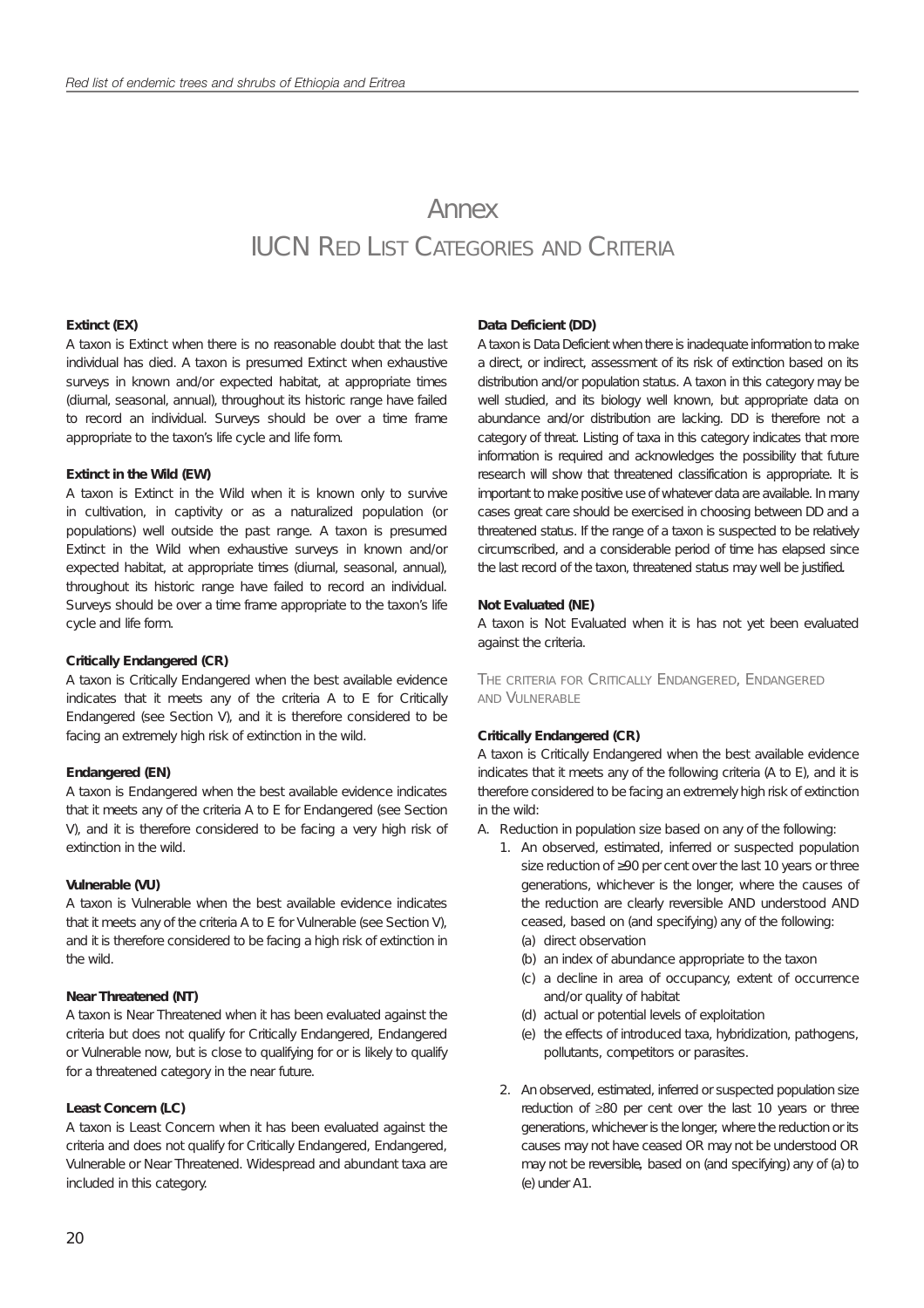# Annex
## IUCN Red List Categories and Criteria

**Extinct (EX)**
A taxon is Extinct when there is no reasonable doubt that the last individual has died. A taxon is presumed Extinct when exhaustive surveys in known and/or expected habitat, at appropriate times (diurnal, seasonal, annual), throughout its historic range have failed to record an individual. Surveys should be over a time frame appropriate to the taxon's life cycle and life form.

**Extinct in the Wild (EW)**
A taxon is Extinct in the Wild when it is known only to survive in cultivation, in captivity or as a naturalized population (or populations) well outside the past range. A taxon is presumed Extinct in the Wild when exhaustive surveys in known and/or expected habitat, at appropriate times (diurnal, seasonal, annual), throughout its historic range have failed to record an individual. Surveys should be over a time frame appropriate to the taxon's life cycle and life form.

**Critically Endangered (CR)**
A taxon is Critically Endangered when the best available evidence indicates that it meets any of the criteria A to E for Critically Endangered (see Section V), and it is therefore considered to be facing an extremely high risk of extinction in the wild.

**Endangered (EN)**
A taxon is Endangered when the best available evidence indicates that it meets any of the criteria A to E for Endangered (see Section V), and it is therefore considered to be facing a very high risk of extinction in the wild.

**Vulnerable (VU)**
A taxon is Vulnerable when the best available evidence indicates that it meets any of the criteria A to E for Vulnerable (see Section V), and it is therefore considered to be facing a high risk of extinction in the wild.

**Near Threatened (NT)**
A taxon is Near Threatened when it has been evaluated against the criteria but does not qualify for Critically Endangered, Endangered or Vulnerable now, but is close to qualifying for or is likely to qualify for a threatened category in the near future.

**Least Concern (LC)**
A taxon is Least Concern when it has been evaluated against the criteria and does not qualify for Critically Endangered, Endangered, Vulnerable or Near Threatened. Widespread and abundant taxa are included in this category.

**Data Deficient (DD)**
A taxon is Data Deficient when there is inadequate information to make a direct, or indirect, assessment of its risk of extinction based on its distribution and/or population status. A taxon in this category may be well studied, and its biology well known, but appropriate data on abundance and/or distribution are lacking. DD is therefore not a category of threat. Listing of taxa in this category indicates that more information is required and acknowledges the possibility that future research will show that threatened classification is appropriate. It is important to make positive use of whatever data are available. In many cases great care should be exercised in choosing between DD and a threatened status. If the range of a taxon is suspected to be relatively circumscribed, and a considerable period of time has elapsed since the last record of the taxon, threatened status may well be justified.

**Not Evaluated (NE)**
A taxon is Not Evaluated when it is has not yet been evaluated against the criteria.

### The criteria for Critically Endangered, Endangered and Vulnerable

**Critically Endangered (CR)**
A taxon is Critically Endangered when the best available evidence indicates that it meets any of the following criteria (A to E), and it is therefore considered to be facing an extremely high risk of extinction in the wild:

A. Reduction in population size based on any of the following:
   1. An observed, estimated, inferred or suspected population size reduction of ≥90 per cent over the last 10 years or three generations, whichever is the longer, where the causes of the reduction are clearly reversible AND understood AND ceased, based on (and specifying) any of the following:
      (a) direct observation
      (b) an index of abundance appropriate to the taxon
      (c) a decline in area of occupancy, extent of occurrence and/or quality of habitat
      (d) actual or potential levels of exploitation
      (e) the effects of introduced taxa, hybridization, pathogens, pollutants, competitors or parasites.
   2. An observed, estimated, inferred or suspected population size reduction of ≥80 per cent over the last 10 years or three generations, whichever is the longer, where the reduction or its causes may not have ceased OR may not be understood OR may not be reversible, based on (and specifying) any of (a) to (e) under A1.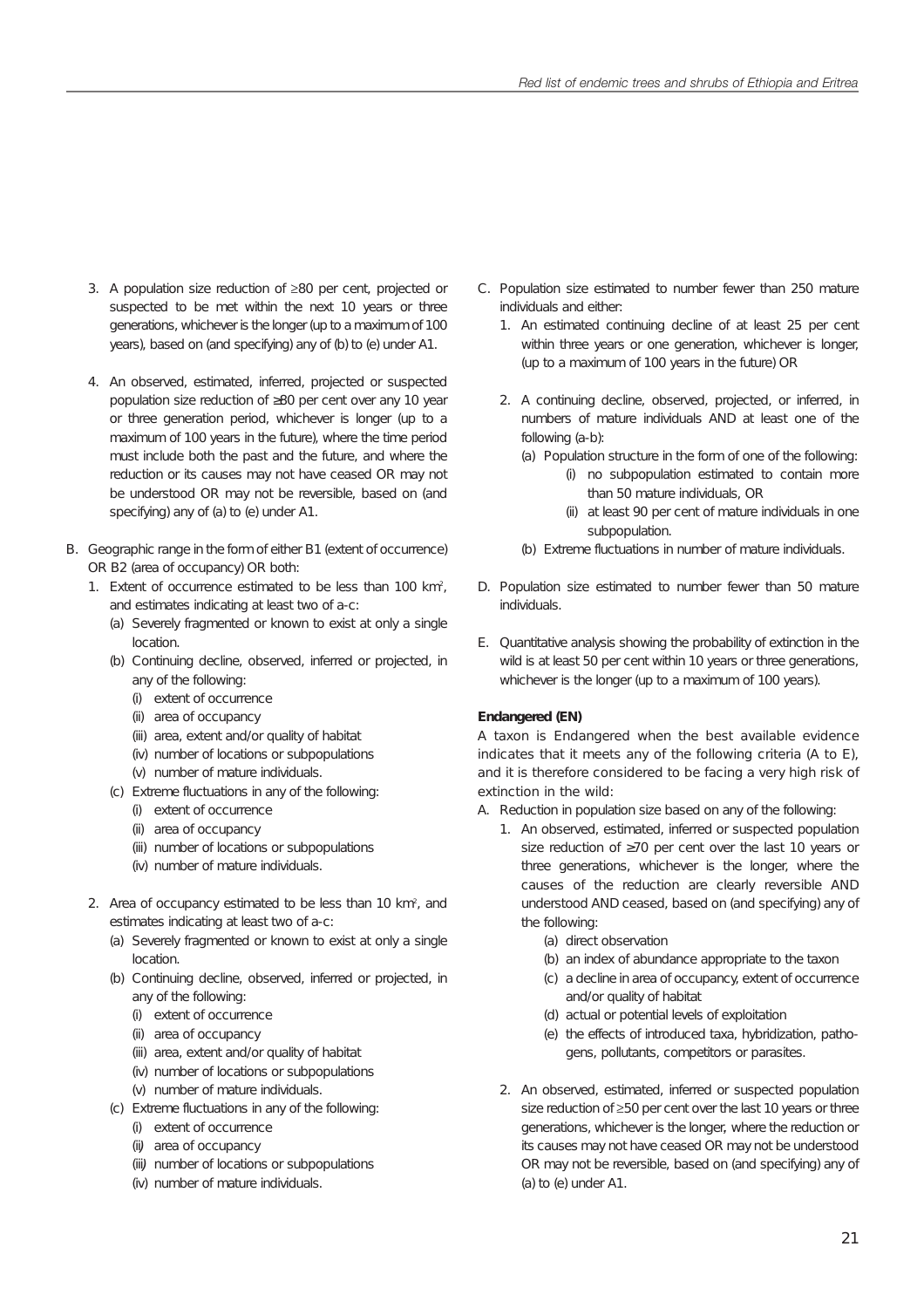3. A population size reduction of ≥80 per cent, projected or suspected to be met within the next 10 years or three generations, whichever is the longer (up to a maximum of 100 years), based on (and specifying) any of (b) to (e) under A1.

4. An observed, estimated, inferred, projected or suspected population size reduction of ≥80 per cent over any 10 year or three generation period, whichever is longer (up to a maximum of 100 years in the future), where the time period must include both the past and the future, and where the reduction or its causes may not have ceased OR may not be understood OR may not be reversible, based on (and specifying) any of (a) to (e) under A1.

B. Geographic range in the form of either B1 (extent of occurrence) OR B2 (area of occupancy) OR both:
   1. Extent of occurrence estimated to be less than 100 km$^2$, and estimates indicating at least two of a-c:
      (a) Severely fragmented or known to exist at only a single location.
      (b) Continuing decline, observed, inferred or projected, in any of the following:
         (i) extent of occurrence
         (ii) area of occupancy
         (iii) area, extent and/or quality of habitat
         (iv) number of locations or subpopulations
         (v) number of mature individuals.
      (c) Extreme fluctuations in any of the following:
         (i) extent of occurrence
         (ii) area of occupancy
         (iii) number of locations or subpopulations
         (iv) number of mature individuals.

   2. Area of occupancy estimated to be less than 10 km$^2$, and estimates indicating at least two of a-c:
      (a) Severely fragmented or known to exist at only a single location.
      (b) Continuing decline, observed, inferred or projected, in any of the following:
         (i) extent of occurrence
         (ii) area of occupancy
         (iii) area, extent and/or quality of habitat
         (iv) number of locations or subpopulations
         (v) number of mature individuals.
      (c) Extreme fluctuations in any of the following:
         (i) extent of occurrence
         (ii) area of occupancy
         (iii) number of locations or subpopulations
         (iv) number of mature individuals.

C. Population size estimated to number fewer than 250 mature individuals and either:
   1. An estimated continuing decline of at least 25 per cent within three years or one generation, whichever is longer, (up to a maximum of 100 years in the future) OR
   2. A continuing decline, observed, projected, or inferred, in numbers of mature individuals AND at least one of the following (a-b):
      (a) Population structure in the form of one of the following:
         (i) no subpopulation estimated to contain more than 50 mature individuals, OR
         (ii) at least 90 per cent of mature individuals in one subpopulation.
      (b) Extreme fluctuations in number of mature individuals.

D. Population size estimated to number fewer than 50 mature individuals.

E. Quantitative analysis showing the probability of extinction in the wild is at least 50 per cent within 10 years or three generations, whichever is the longer (up to a maximum of 100 years).

**Endangered (EN)**

A taxon is Endangered when the best available evidence indicates that it meets any of the following criteria (A to E), and it is therefore considered to be facing a very high risk of extinction in the wild:

A. Reduction in population size based on any of the following:
   1. An observed, estimated, inferred or suspected population size reduction of ≥70 per cent over the last 10 years or three generations, whichever is the longer, where the causes of the reduction are clearly reversible AND understood AND ceased, based on (and specifying) any of the following:
      (a) direct observation
      (b) an index of abundance appropriate to the taxon
      (c) a decline in area of occupancy, extent of occurrence and/or quality of habitat
      (d) actual or potential levels of exploitation
      (e) the effects of introduced taxa, hybridization, pathogens, pollutants, competitors or parasites.

   2. An observed, estimated, inferred or suspected population size reduction of ≥50 per cent over the last 10 years or three generations, whichever is the longer, where the reduction or its causes may not have ceased OR may not be understood OR may not be reversible, based on (and specifying) any of (a) to (e) under A1.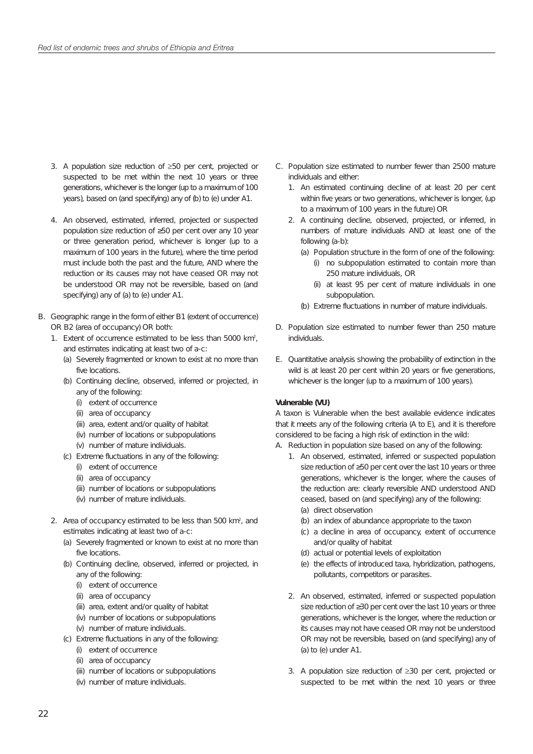3. A population size reduction of ≥50 per cent, projected or suspected to be met within the next 10 years or three generations, whichever is the longer (up to a maximum of 100 years), based on (and specifying) any of (b) to (e) under A1.

4. An observed, estimated, inferred, projected or suspected population size reduction of ≥50 per cent over any 10 year or three generation period, whichever is longer (up to a maximum of 100 years in the future), where the time period must include both the past and the future, AND where the reduction or its causes may not have ceased OR may not be understood OR may not be reversible, based on (and specifying) any of (a) to (e) under A1.

B. Geographic range in the form of either B1 (extent of occurrence) OR B2 (area of occupancy) OR both:
   1. Extent of occurrence estimated to be less than 5000 km$^2$, and estimates indicating at least two of a-c:
      (a) Severely fragmented or known to exist at no more than five locations.
      (b) Continuing decline, observed, inferred or projected, in any of the following:
         (i) extent of occurrence
         (ii) area of occupancy
         (iii) area, extent and/or quality of habitat
         (iv) number of locations or subpopulations
         (v) number of mature individuals.
      (c) Extreme fluctuations in any of the following:
         (i) extent of occurrence
         (ii) area of occupancy
         (iii) number of locations or subpopulations
         (iv) number of mature individuals.

   2. Area of occupancy estimated to be less than 500 km$^2$, and estimates indicating at least two of a-c:
      (a) Severely fragmented or known to exist at no more than five locations.
      (b) Continuing decline, observed, inferred or projected, in any of the following:
         (i) extent of occurrence
         (ii) area of occupancy
         (iii) area, extent and/or quality of habitat
         (iv) number of locations or subpopulations
         (v) number of mature individuals.
      (c) Extreme fluctuations in any of the following:
         (i) extent of occurrence
         (ii) area of occupancy
         (iii) number of locations or subpopulations
         (iv) number of mature individuals.

C. Population size estimated to number fewer than 2500 mature individuals and either:
   1. An estimated continuing decline of at least 20 per cent within five years or two generations, whichever is longer, (up to a maximum of 100 years in the future) OR
   2. A continuing decline, observed, projected, or inferred, in numbers of mature individuals AND at least one of the following (a-b):
      (a) Population structure in the form of one of the following:
         (i) no subpopulation estimated to contain more than 250 mature individuals, OR
         (ii) at least 95 per cent of mature individuals in one subpopulation.
      (b) Extreme fluctuations in number of mature individuals.

D. Population size estimated to number fewer than 250 mature individuals.

E. Quantitative analysis showing the probability of extinction in the wild is at least 20 per cent within 20 years or five generations, whichever is the longer (up to a maximum of 100 years).

**Vulnerable (VU)**

A taxon is Vulnerable when the best available evidence indicates that it meets any of the following criteria (A to E), and it is therefore considered to be facing a high risk of extinction in the wild:

A. Reduction in population size based on any of the following:
   1. An observed, estimated, inferred or suspected population size reduction of ≥50 per cent over the last 10 years or three generations, whichever is the longer, where the causes of the reduction are: clearly reversible AND understood AND ceased, based on (and specifying) any of the following:
      (a) direct observation
      (b) an index of abundance appropriate to the taxon
      (c) a decline in area of occupancy, extent of occurrence and/or quality of habitat
      (d) actual or potential levels of exploitation
      (e) the effects of introduced taxa, hybridization, pathogens, pollutants, competitors or parasites.

   2. An observed, estimated, inferred or suspected population size reduction of ≥30 per cent over the last 10 years or three generations, whichever is the longer, where the reduction or its causes may not have ceased OR may not be understood OR may not be reversible, based on (and specifying) any of (a) to (e) under A1.

   3. A population size reduction of ≥30 per cent, projected or suspected to be met within the next 10 years or three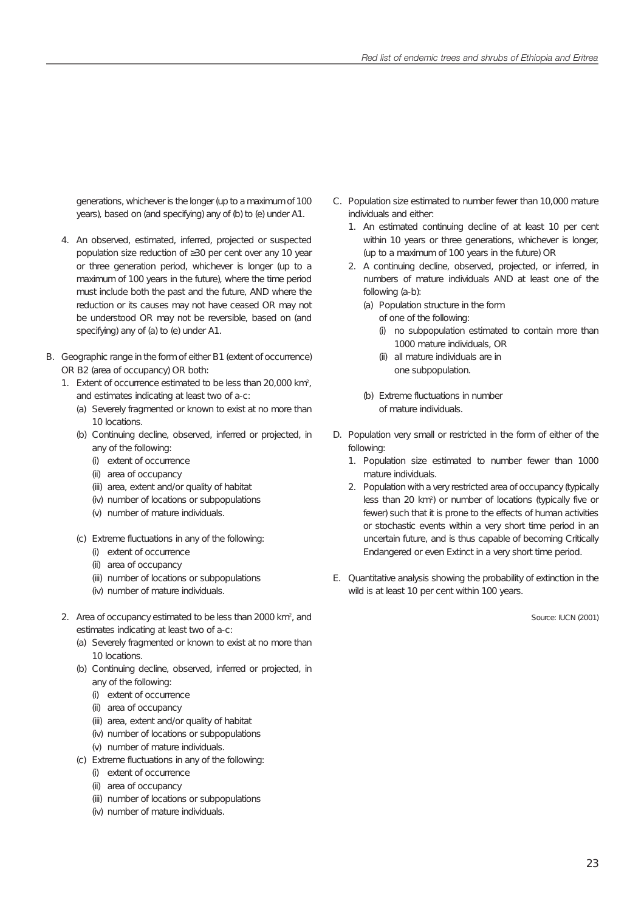generations, whichever is the longer (up to a maximum of 100 years), based on (and specifying) any of (b) to (e) under A1.

4. An observed, estimated, inferred, projected or suspected population size reduction of ≥30 per cent over any 10 year or three generation period, whichever is longer (up to a maximum of 100 years in the future), where the time period must include both the past and the future, AND where the reduction or its causes may not have ceased OR may not be understood OR may not be reversible, based on (and specifying) any of (a) to (e) under A1.

B. Geographic range in the form of either B1 (extent of occurrence) OR B2 (area of occupancy) OR both:
   1. Extent of occurrence estimated to be less than 20,000 km$^2$, and estimates indicating at least two of a-c:
      (a) Severely fragmented or known to exist at no more than 10 locations.
      (b) Continuing decline, observed, inferred or projected, in any of the following:
         (i) extent of occurrence
         (ii) area of occupancy
         (iii) area, extent and/or quality of habitat
         (iv) number of locations or subpopulations
         (v) number of mature individuals.
      (c) Extreme fluctuations in any of the following:
         (i) extent of occurrence
         (ii) area of occupancy
         (iii) number of locations or subpopulations
         (iv) number of mature individuals.
   2. Area of occupancy estimated to be less than 2000 km$^2$, and estimates indicating at least two of a-c:
      (a) Severely fragmented or known to exist at no more than 10 locations.
      (b) Continuing decline, observed, inferred or projected, in any of the following:
         (i) extent of occurrence
         (ii) area of occupancy
         (iii) area, extent and/or quality of habitat
         (iv) number of locations or subpopulations
         (v) number of mature individuals.
      (c) Extreme fluctuations in any of the following:
         (i) extent of occurrence
         (ii) area of occupancy
         (iii) number of locations or subpopulations
         (iv) number of mature individuals.

C. Population size estimated to number fewer than 10,000 mature individuals and either:
   1. An estimated continuing decline of at least 10 per cent within 10 years or three generations, whichever is longer, (up to a maximum of 100 years in the future) OR
   2. A continuing decline, observed, projected, or inferred, in numbers of mature individuals AND at least one of the following (a-b):
      (a) Population structure in the form of one of the following:
         (i) no subpopulation estimated to contain more than 1000 mature individuals, OR
         (ii) all mature individuals are in one subpopulation.
      (b) Extreme fluctuations in number of mature individuals.

D. Population very small or restricted in the form of either of the following:
   1. Population size estimated to number fewer than 1000 mature individuals.
   2. Population with a very restricted area of occupancy (typically less than 20 km$^2$) or number of locations (typically five or fewer) such that it is prone to the effects of human activities or stochastic events within a very short time period in an uncertain future, and is thus capable of becoming Critically Endangered or even Extinct in a very short time period.

E. Quantitative analysis showing the probability of extinction in the wild is at least 10 per cent within 100 years.

Source: IUCN (2001)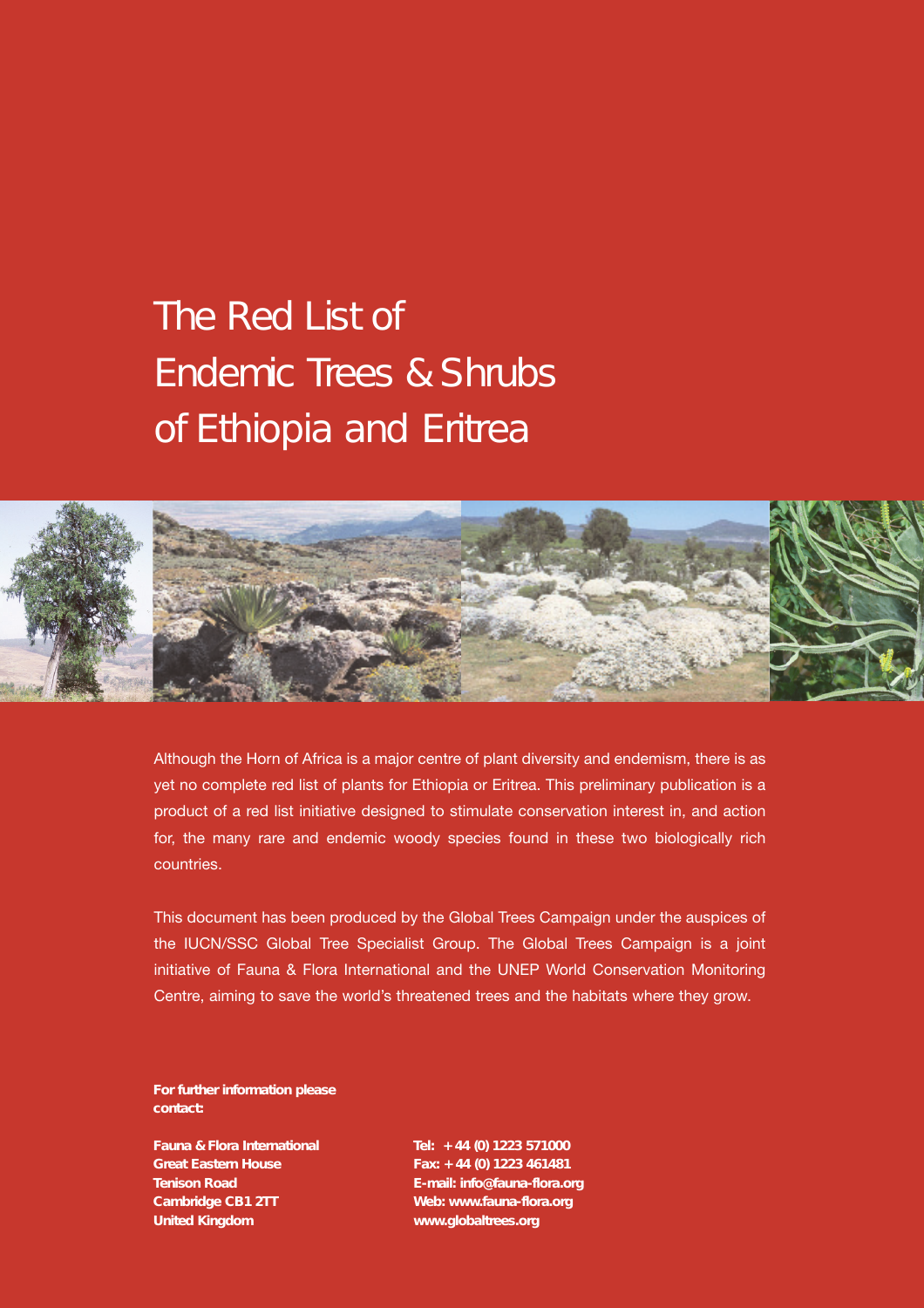# The Red List of Endemic Trees & Shrubs of Ethiopia and Eritrea

Although the Horn of Africa is a major centre of plant diversity and endemism, there is as yet no complete red list of plants for Ethiopia or Eritrea. This preliminary publication is a product of a red list initiative designed to stimulate conservation interest in, and action for, the many rare and endemic woody species found in these two biologically rich countries.

This document has been produced by the Global Trees Campaign under the auspices of the IUCN/SSC Global Tree Specialist Group. The Global Trees Campaign is a joint initiative of Fauna & Flora International and the UNEP World Conservation Monitoring Centre, aiming to save the world's threatened trees and the habitats where they grow.

**For further information please contact:**

**Fauna & Flora International**
**Great Eastern House**
**Tenison Road**
**Cambridge CB1 2TT**
**United Kingdom**

**Tel: +44 (0) 1223 571000**
**Fax: +44 (0) 1223 461481**
**E-mail: info@fauna-flora.org**
**Web: www.fauna-flora.org**
**www.globaltrees.org**